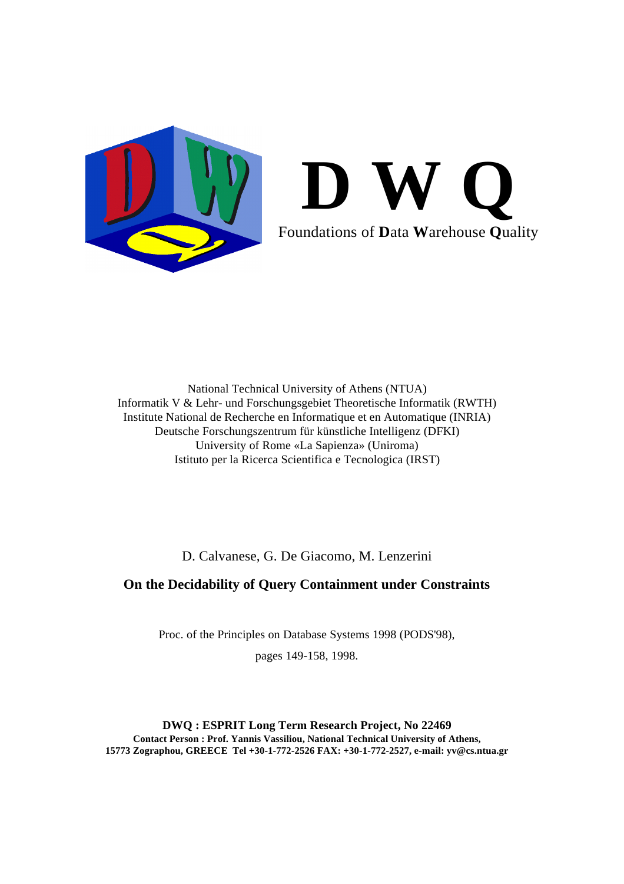# D W Q

Foundations of **D**ata **W**arehouse **Q**uality

National Technical University of Athens (NTUA)
Informatik V & Lehr- und Forschungsgebiet Theoretische Informatik (RWTH)
Institute National de Recherche en Informatique et en Automatique (INRIA)
Deutsche Forschungszentrum für künstliche Intelligenz (DFKI)
University of Rome «La Sapienza» (Uniroma)
Istituto per la Ricerca Scientifica e Tecnologica (IRST)

D. Calvanese, G. De Giacomo, M. Lenzerini

**On the Decidability of Query Containment under Constraints**

Proc. of the Principles on Database Systems 1998 (PODS'98),

pages 149-158, 1998.

**DWQ : ESPRIT Long Term Research Project, No 22469**
**Contact Person : Prof. Yannis Vassiliou, National Technical University of Athens,**
**15773 Zographou, GREECE Tel +30-1-772-2526 FAX: +30-1-772-2527, e-mail: yv@cs.ntua.gr**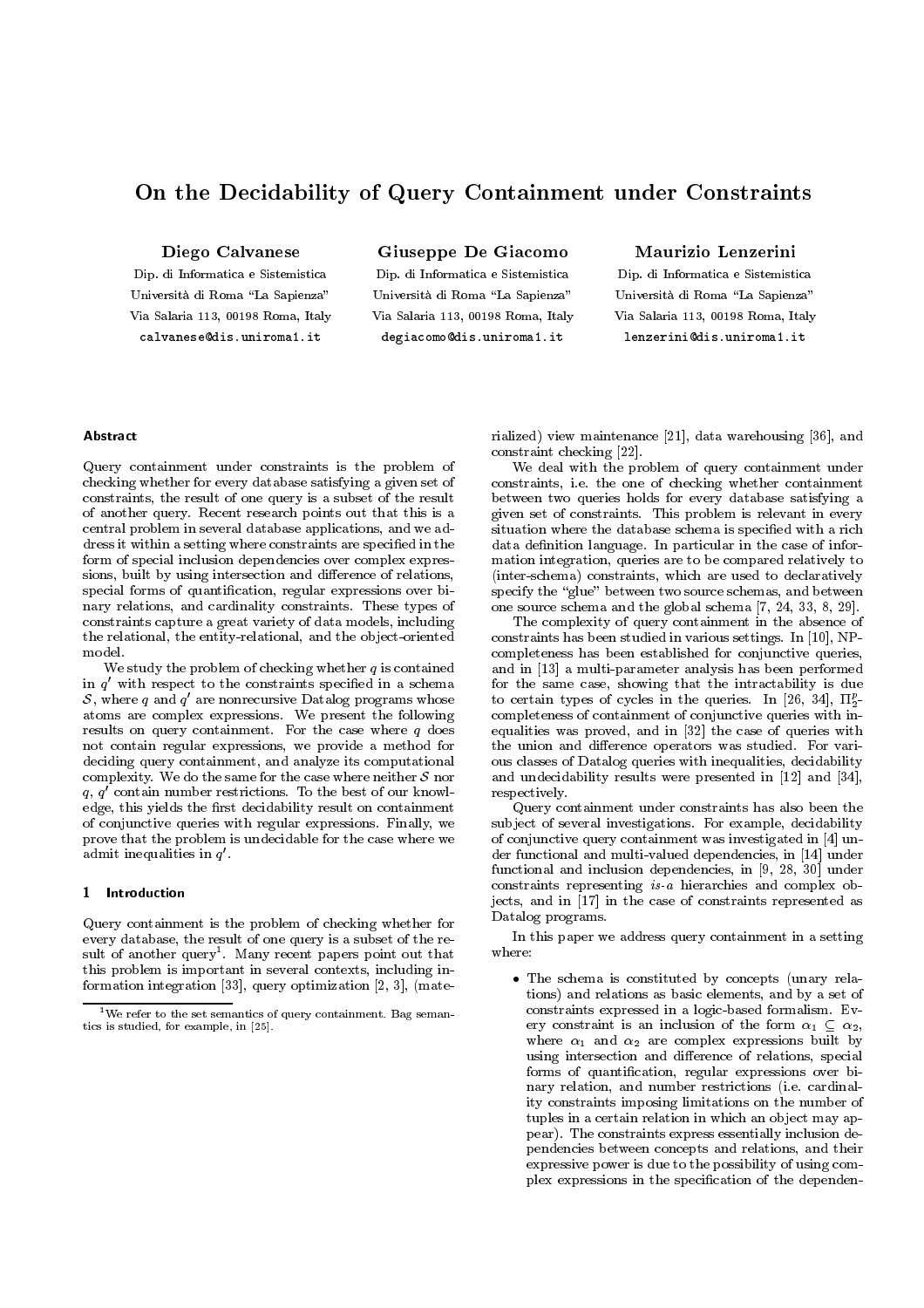# On the Decidability of Query Containment under Constraints

**Diego Calvanese**
Dip. di Informatica e Sistemistica
Università di Roma "La Sapienza"
Via Salaria 113, 00198 Roma, Italy
calvanese@dis.uniroma1.it

**Giuseppe De Giacomo**
Dip. di Informatica e Sistemistica
Università di Roma "La Sapienza"
Via Salaria 113, 00198 Roma, Italy
degiacomo@dis.uniroma1.it

**Maurizio Lenzerini**
Dip. di Informatica e Sistemistica
Università di Roma "La Sapienza"
Via Salaria 113, 00198 Roma, Italy
lenzerini@dis.uniroma1.it

### Abstract

Query containment under constraints is the problem of checking whether for every database satisfying a given set of constraints, the result of one query is a subset of the result of another query. Recent research points out that this is a central problem in several database applications, and we address it within a setting where constraints are specified in the form of special inclusion dependencies over complex expressions, built by using intersection and difference of relations, special forms of quantification, regular expressions over binary relations, and cardinality constraints. These types of constraints capture a great variety of data models, including the relational, the entity-relational, and the object-oriented model.

We study the problem of checking whether $q$ is contained in $q'$ with respect to the constraints specified in a schema $\mathcal{S}$, where $q$ and $q'$ are nonrecursive Datalog programs whose atoms are complex expressions. We present the following results on query containment. For the case where $q$ does not contain regular expressions, we provide a method for deciding query containment, and analyze its computational complexity. We do the same for the case where neither $\mathcal{S}$ nor $q$, $q'$ contain number restrictions. To the best of our knowledge, this yields the first decidability result on containment of conjunctive queries with regular expressions. Finally, we prove that the problem is undecidable for the case where we admit inequalities in $q'$.

## 1 Introduction

Query containment is the problem of checking whether for every database, the result of one query is a subset of the result of another query[1]. Many recent papers point out that this problem is important in several contexts, including information integration [33], query optimization [2, 3], (materialized) view maintenance [21], data warehousing [36], and constraint checking [22].

We deal with the problem of query containment under constraints, i.e. the one of checking whether containment between two queries holds for every database satisfying a given set of constraints. This problem is relevant in every situation where the database schema is specified with a rich data definition language. In particular in the case of information integration, queries are to be compared relatively to (inter-schema) constraints, which are used to declaratively specify the "glue" between two source schemas, and between one source schema and the global schema [7, 24, 33, 8, 29].

The complexity of query containment in the absence of constraints has been studied in various settings. In [10], NP-completeness has been established for conjunctive queries, and in [13] a multi-parameter analysis has been performed for the same case, showing that the intractability is due to certain types of cycles in the queries. In [26, 34], $\Pi_2^p$-completeness of containment of conjunctive queries with inequalities was proved, and in [32] the case of queries with the union and difference operators was studied. For various classes of Datalog queries with inequalities, decidability and undecidability results were presented in [12] and [34], respectively.

Query containment under constraints has also been the subject of several investigations. For example, decidability of conjunctive query containment was investigated in [4] under functional and multi-valued dependencies, in [14] under functional and inclusion dependencies, in [9, 28, 30] under constraints representing *is-a* hierarchies and complex objects, and in [17] in the case of constraints represented as Datalog programs.

In this paper we address query containment in a setting where:

- The schema is constituted by concepts (unary relations) and relations as basic elements, and by a set of constraints expressed in a logic-based formalism. Every constraint is an inclusion of the form $\alpha_1 \subseteq \alpha_2$, where $\alpha_1$ and $\alpha_2$ are complex expressions built by using intersection and difference of relations, special forms of quantification, regular expressions over binary relation, and number restrictions (i.e. cardinality constraints imposing limitations on the number of tuples in a certain relation in which an object may appear). The constraints express essentially inclusion dependencies between concepts and relations, and their expressive power is due to the possibility of using complex expressions in the specification of the dependen-

[1] We refer to the set semantics of query containment. Bag semantics is studied, for example, in [25].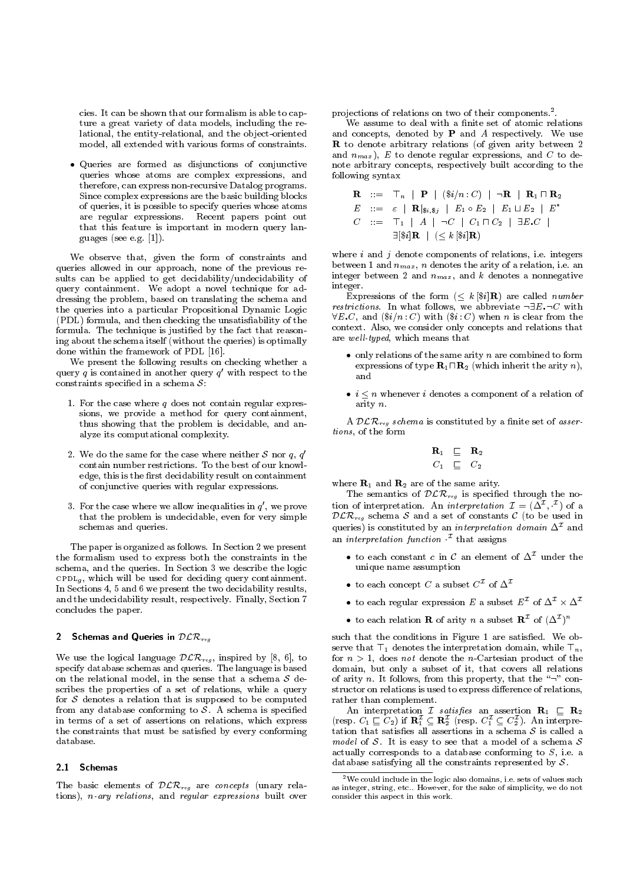cies. It can be shown that our formalism is able to capture a great variety of data models, including the relational, the entity-relational, and the object-oriented model, all extended with various forms of constraints.

- Queries are formed as disjunctions of conjunctive queries whose atoms are complex expressions, and therefore, can express non-recursive Datalog programs. Since complex expressions are the basic building blocks of queries, it is possible to specify queries whose atoms are regular expressions. Recent papers point out that this feature is important in modern query languages (see e.g. [1]).

We observe that, given the form of constraints and queries allowed in our approach, none of the previous results can be applied to get decidability/undecidability of query containment. We adopt a novel technique for addressing the problem, based on translating the schema and the queries into a particular Propositional Dynamic Logic (PDL) formula, and then checking the unsatisfiability of the formula. The technique is justified by the fact that reasoning about the schema itself (without the queries) is optimally done within the framework of PDL [16].

We present the following results on checking whether a query $q$ is contained in another query $q'$ with respect to the constraints specified in a schema $\mathcal{S}$:

1. For the case where $q$ does not contain regular expressions, we provide a method for query containment, thus showing that the problem is decidable, and analyze its computational complexity.
2. We do the same for the case where neither $\mathcal{S}$ nor $q$, $q'$ contain number restrictions. To the best of our knowledge, this is the first decidability result on containment of conjunctive queries with regular expressions.
3. For the case where we allow inequalities in $q'$, we prove that the problem is undecidable, even for very simple schemas and queries.

The paper is organized as follows. In Section 2 we present the formalism used to express both the constraints in the schema, and the queries. In Section 3 we describe the logic CPDL$_g$, which will be used for deciding query containment. In Sections 4, 5 and 6 we present the two decidability results, and the undecidability result, respectively. Finally, Section 7 concludes the paper.

## 2 Schemas and Queries in $\mathcal{DLR}_{reg}$

We use the logical language $\mathcal{DLR}_{reg}$, inspired by [8, 6], to specify database schemas and queries. The language is based on the relational model, in the sense that a schema $\mathcal{S}$ describes the properties of a set of relations, while a query for $\mathcal{S}$ denotes a relation that is supposed to be computed from any database conforming to $\mathcal{S}$. A schema is specified in terms of a set of assertions on relations, which express the constraints that must be satisfied by every conforming database.

### 2.1 Schemas

The basic elements of $\mathcal{DLR}_{reg}$ are *concepts* (unary relations), *n-ary relations*, and *regular expressions* built over projections of relations on two of their components.[2].

We assume to deal with a finite set of atomic relations and concepts, denoted by $\mathbf{P}$ and $A$ respectively. We use $\mathbf{R}$ to denote arbitrary relations (of given arity between 2 and $n_{max}$), $E$ to denote regular expressions, and $C$ to denote arbitrary concepts, respectively built according to the following syntax

$$
\begin{array}{rcl}
\mathbf{R} & ::= & \top_n \mid \mathbf{P} \mid (\$i/n : C) \mid \neg\mathbf{R} \mid \mathbf{R}_1 \sqcap \mathbf{R}_2 \\
E & ::= & \varepsilon \mid \mathbf{R}|_{\$i,\$j} \mid E_1 \circ E_2 \mid E_1 \sqcup E_2 \mid E^* \\
C & ::= & \top_1 \mid A \mid \neg C \mid C_1 \sqcap C_2 \mid \exists E.C \mid \\
 & & \exists[\$i]\mathbf{R} \mid (\leq k\, [\$i]\mathbf{R})
\end{array}
$$

where $i$ and $j$ denote components of relations, i.e. integers between 1 and $n_{max}$, $n$ denotes the arity of a relation, i.e. an integer between 2 and $n_{max}$, and $k$ denotes a nonnegative integer.

Expressions of the form $(\leq k\, [\$i]\mathbf{R})$ are called *number restrictions*. In what follows, we abbreviate $\neg\exists E.\neg C$ with $\forall E.C$, and $(\$i/n : C)$ with $(\$i : C)$ when $n$ is clear from the context. Also, we consider only concepts and relations that are *well-typed*, which means that

- only relations of the same arity $n$ are combined to form expressions of type $\mathbf{R}_1 \sqcap \mathbf{R}_2$ (which inherit the arity $n$), and
- $i \leq n$ whenever $i$ denotes a component of a relation of arity $n$.

A $\mathcal{DLR}_{reg}$ *schema* is constituted by a finite set of *assertions*, of the form

$$
\begin{array}{rcl}
\mathbf{R}_1 & \sqsubseteq & \mathbf{R}_2 \\
C_1 & \sqsubseteq & C_2
\end{array}
$$

where $\mathbf{R}_1$ and $\mathbf{R}_2$ are of the same arity.

The semantics of $\mathcal{DLR}_{reg}$ is specified through the notion of interpretation. An *interpretation* $\mathcal{I} = (\Delta^\mathcal{I}, \cdot^\mathcal{I})$ of a $\mathcal{DLR}_{reg}$ schema $\mathcal{S}$ and a set of constants $\mathcal{C}$ (to be used in queries) is constituted by an *interpretation domain* $\Delta^\mathcal{I}$ and an *interpretation function* $\cdot^\mathcal{I}$ that assigns

- to each constant $c$ in $\mathcal{C}$ an element of $\Delta^\mathcal{I}$ under the unique name assumption
- to each concept $C$ a subset $C^\mathcal{I}$ of $\Delta^\mathcal{I}$
- to each regular expression $E$ a subset $E^\mathcal{I}$ of $\Delta^\mathcal{I} \times \Delta^\mathcal{I}$
- to each relation $\mathbf{R}$ of arity $n$ a subset $\mathbf{R}^\mathcal{I}$ of $(\Delta^\mathcal{I})^n$

such that the conditions in Figure 1 are satisfied. We observe that $\top_1$ denotes the interpretation domain, while $\top_n$, for $n > 1$, does *not* denote the $n$-Cartesian product of the domain, but only a subset of it, that covers all relations of arity $n$. It follows, from this property, that the "$\neg$" constructor on relations is used to express difference of relations, rather than complement.

An interpretation $\mathcal{I}$ *satisfies* an assertion $\mathbf{R}_1 \sqsubseteq \mathbf{R}_2$ (resp. $C_1 \sqsubseteq C_2$) if $\mathbf{R}_1^\mathcal{I} \subseteq \mathbf{R}_2^\mathcal{I}$ (resp. $C_1^\mathcal{I} \subseteq C_2^\mathcal{I}$). An interpretation that satisfies all assertions in a schema $\mathcal{S}$ is called a *model* of $\mathcal{S}$. It is easy to see that a model of a schema $\mathcal{S}$ actually corresponds to a database conforming to $S$, i.e. a database satisfying all the constraints represented by $\mathcal{S}$.

[2]We could include in the logic also domains, i.e. sets of values such as integer, string, etc.. However, for the sake of simplicity, we do not consider this aspect in this work.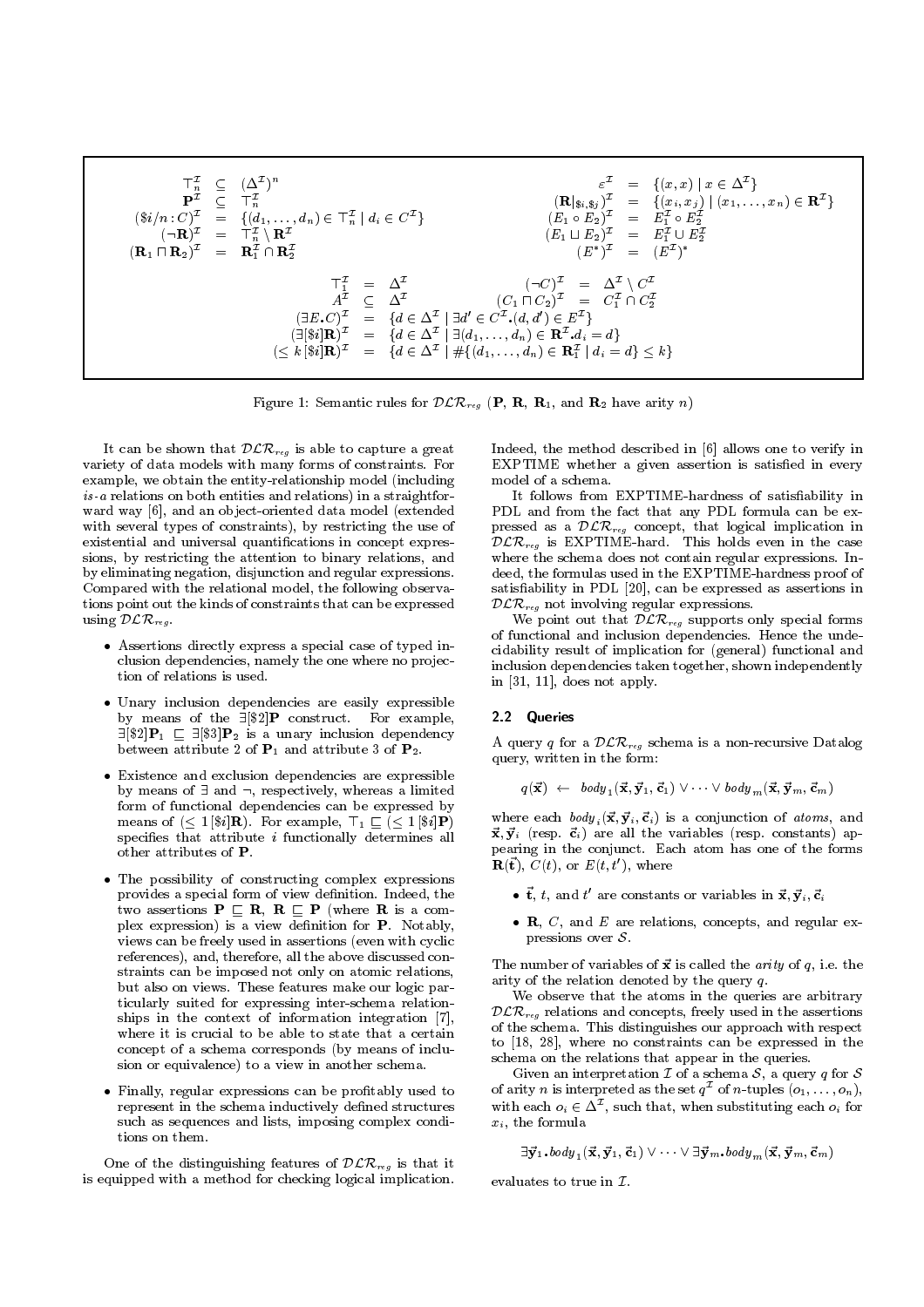$$
\begin{array}{rcl}
\top_n^{\mathcal{I}} & \subseteq & (\Delta^{\mathcal{I}})^n \\
\mathbf{P}^{\mathcal{I}} & \subseteq & \top_n^{\mathcal{I}} \\
(\$i/n : C)^{\mathcal{I}} & = & \{(d_1,\ldots,d_n) \in \top_n^{\mathcal{I}} \mid d_i \in C^{\mathcal{I}}\} \\
(\neg \mathbf{R})^{\mathcal{I}} & = & \top_n^{\mathcal{I}} \setminus \mathbf{R}^{\mathcal{I}} \\
(\mathbf{R}_1 \sqcap \mathbf{R}_2)^{\mathcal{I}} & = & \mathbf{R}_1^{\mathcal{I}} \cap \mathbf{R}_2^{\mathcal{I}}
\end{array}
\qquad
\begin{array}{rcl}
\varepsilon^{\mathcal{I}} & = & \{(x,x) \mid x \in \Delta^{\mathcal{I}}\} \\
(\mathbf{R}|_{\$i,\$j})^{\mathcal{I}} & = & \{(x_i,x_j) \mid (x_1,\ldots,x_n) \in \mathbf{R}^{\mathcal{I}}\} \\
(E_1 \circ E_2)^{\mathcal{I}} & = & E_1^{\mathcal{I}} \circ E_2^{\mathcal{I}} \\
(E_1 \sqcup E_2)^{\mathcal{I}} & = & E_1^{\mathcal{I}} \cup E_2^{\mathcal{I}} \\
(E^*)^{\mathcal{I}} & = & (E^{\mathcal{I}})^*
\end{array}
$$

$$
\begin{array}{rcl}
\top_1^{\mathcal{I}} & = & \Delta^{\mathcal{I}} \\
A^{\mathcal{I}} & \subseteq & \Delta^{\mathcal{I}} \\
(\exists E.C)^{\mathcal{I}} & = & \{d \in \Delta^{\mathcal{I}} \mid \exists d' \in C^{\mathcal{I}}.(d,d') \in E^{\mathcal{I}}\} \\
(\exists[\$i]\mathbf{R})^{\mathcal{I}} & = & \{d \in \Delta^{\mathcal{I}} \mid \exists (d_1,\ldots,d_n) \in \mathbf{R}^{\mathcal{I}}.d_i = d\} \\
(\leq k\,[\$i]\mathbf{R})^{\mathcal{I}} & = & \{d \in \Delta^{\mathcal{I}} \mid \#\{(d_1,\ldots,d_n) \in \mathbf{R}_1^{\mathcal{I}} \mid d_i = d\} \leq k\}
\end{array}
\qquad
\begin{array}{rcl}
(\neg C)^{\mathcal{I}} & = & \Delta^{\mathcal{I}} \setminus C^{\mathcal{I}} \\
(C_1 \sqcap C_2)^{\mathcal{I}} & = & C_1^{\mathcal{I}} \cap C_2^{\mathcal{I}}
\end{array}
$$

Figure 1: Semantic rules for $\mathcal{DLR}_{reg}$ ($\mathbf{P}$, $\mathbf{R}$, $\mathbf{R}_1$, and $\mathbf{R}_2$ have arity $n$)

It can be shown that $\mathcal{DLR}_{reg}$ is able to capture a great variety of data models with many forms of constraints. For example, we obtain the entity-relationship model (including *is-a* relations on both entities and relations) in a straightforward way [6], and an object-oriented data model (extended with several types of constraints), by restricting the use of existential and universal quantifications in concept expressions, by restricting the attention to binary relations, and by eliminating negation, disjunction and regular expressions. Compared with the relational model, the following observations point out the kinds of constraints that can be expressed using $\mathcal{DLR}_{reg}$.

- Assertions directly express a special case of typed inclusion dependencies, namely the one where no projection of relations is used.
- Unary inclusion dependencies are easily expressible by means of the $\exists[\$2]\mathbf{P}$ construct. For example, $\exists[\$2]\mathbf{P}_1 \sqsubseteq \exists[\$3]\mathbf{P}_2$ is a unary inclusion dependency between attribute 2 of $\mathbf{P}_1$ and attribute 3 of $\mathbf{P}_2$.
- Existence and exclusion dependencies are expressible by means of $\exists$ and $\neg$, respectively, whereas a limited form of functional dependencies can be expressed by means of $(\leq 1\,[\$i]\mathbf{R})$. For example, $\top_1 \sqsubseteq (\leq 1\,[\$i]\mathbf{P})$ specifies that attribute $i$ functionally determines all other attributes of $\mathbf{P}$.
- The possibility of constructing complex expressions provides a special form of view definition. Indeed, the two assertions $\mathbf{P} \sqsubseteq \mathbf{R}$, $\mathbf{R} \sqsubseteq \mathbf{P}$ (where $\mathbf{R}$ is a complex expression) is a view definition for $\mathbf{P}$. Notably, views can be freely used in assertions (even with cyclic references), and, therefore, all the above discussed constraints can be imposed not only on atomic relations, but also on views. These features make our logic particularly suited for expressing inter-schema relationships in the context of information integration [7], where it is crucial to be able to state that a certain concept of a schema corresponds (by means of inclusion or equivalence) to a view in another schema.
- Finally, regular expressions can be profitably used to represent in the schema inductively defined structures such as sequences and lists, imposing complex conditions on them.

One of the distinguishing features of $\mathcal{DLR}_{reg}$ is that it is equipped with a method for checking logical implication. Indeed, the method described in [6] allows one to verify in EXPTIME whether a given assertion is satisfied in every model of a schema.

It follows from EXPTIME-hardness of satisfiability in PDL and from the fact that any PDL formula can be expressed as a $\mathcal{DLR}_{reg}$ concept, that logical implication in $\mathcal{DLR}_{reg}$ is EXPTIME-hard. This holds even in the case where the schema does not contain regular expressions. Indeed, the formulas used in the EXPTIME-hardness proof of satisfiability in PDL [20], can be expressed as assertions in $\mathcal{DLR}_{reg}$ not involving regular expressions.

We point out that $\mathcal{DLR}_{reg}$ supports only special forms of functional and inclusion dependencies. Hence the undecidability result of implication for (general) functional and inclusion dependencies taken together, shown independently in [31, 11], does not apply.

## 2.2 Queries

A query $q$ for a $\mathcal{DLR}_{reg}$ schema is a non-recursive Datalog query, written in the form:

$$q(\vec{\mathbf{x}}) \;\leftarrow\; \mathit{body}_1(\vec{\mathbf{x}}, \vec{\mathbf{y}}_1, \vec{\mathbf{c}}_1) \vee \cdots \vee \mathit{body}_m(\vec{\mathbf{x}}, \vec{\mathbf{y}}_m, \vec{\mathbf{c}}_m)$$

where each $\mathit{body}_i(\vec{\mathbf{x}}, \vec{\mathbf{y}}_i, \vec{\mathbf{c}}_i)$ is a conjunction of *atoms*, and $\vec{\mathbf{x}}, \vec{\mathbf{y}}_i$ (resp. $\vec{\mathbf{c}}_i$) are all the variables (resp. constants) appearing in the conjunct. Each atom has one of the forms $\mathbf{R}(\vec{\mathbf{t}})$, $C(t)$, or $E(t, t')$, where

- $\vec{\mathbf{t}}$, $t$, and $t'$ are constants or variables in $\vec{\mathbf{x}}, \vec{\mathbf{y}}_i, \vec{\mathbf{c}}_i$
- $\mathbf{R}$, $C$, and $E$ are relations, concepts, and regular expressions over $\mathcal{S}$.

The number of variables of $\vec{\mathbf{x}}$ is called the *arity* of $q$, i.e. the arity of the relation denoted by the query $q$.

We observe that the atoms in the queries are arbitrary $\mathcal{DLR}_{reg}$ relations and concepts, freely used in the assertions of the schema. This distinguishes our approach with respect to [18, 28], where no constraints can be expressed in the schema on the relations that appear in the queries.

Given an interpretation $\mathcal{I}$ of a schema $\mathcal{S}$, a query $q$ for $\mathcal{S}$ of arity $n$ is interpreted as the set $q^{\mathcal{I}}$ of $n$-tuples $(o_1, \ldots, o_n)$, with each $o_i \in \Delta^{\mathcal{I}}$, such that, when substituting each $o_i$ for $x_i$, the formula

$$\exists \vec{\mathbf{y}}_1.\mathit{body}_1(\vec{\mathbf{x}}, \vec{\mathbf{y}}_1, \vec{\mathbf{c}}_1) \vee \cdots \vee \exists \vec{\mathbf{y}}_m.\mathit{body}_m(\vec{\mathbf{x}}, \vec{\mathbf{y}}_m, \vec{\mathbf{c}}_m)$$

evaluates to true in $\mathcal{I}$.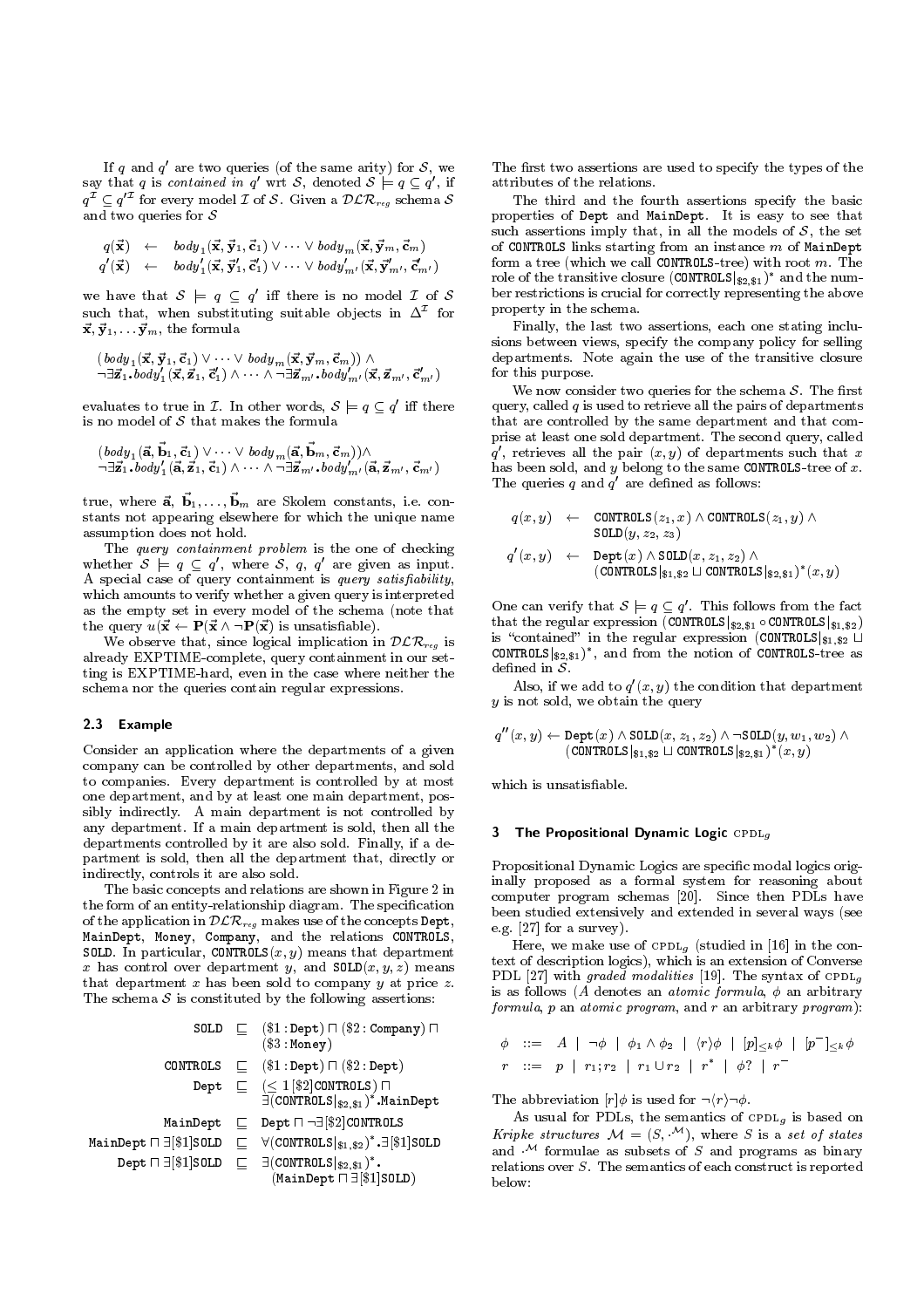If $q$ and $q'$ are two queries (of the same arity) for $\mathcal{S}$, we say that $q$ is *contained in* $q'$ wrt $\mathcal{S}$, denoted $\mathcal{S} \models q \subseteq q'$, if $q^{\mathcal{I}} \subseteq q'^{\mathcal{I}}$ for every model $\mathcal{I}$ of $\mathcal{S}$. Given a $\mathcal{DLR}_{reg}$ schema $\mathcal{S}$ and two queries for $\mathcal{S}$

$$
\begin{array}{rcl}
q(\vec{\mathbf{x}}) & \leftarrow & body_1(\vec{\mathbf{x}}, \vec{\mathbf{y}}_1, \vec{\mathbf{c}}_1) \vee \cdots \vee body_m(\vec{\mathbf{x}}, \vec{\mathbf{y}}_m, \vec{\mathbf{c}}_m) \\
q'(\vec{\mathbf{x}}) & \leftarrow & body'_1(\vec{\mathbf{x}}, \vec{\mathbf{y}}'_1, \vec{\mathbf{c}}'_1) \vee \cdots \vee body'_{m'}(\vec{\mathbf{x}}, \vec{\mathbf{y}}'_{m'}, \vec{\mathbf{c}}'_{m'})
\end{array}
$$

we have that $\mathcal{S} \models q \subseteq q'$ iff there is no model $\mathcal{I}$ of $\mathcal{S}$ such that, when substituting suitable objects in $\Delta^{\mathcal{I}}$ for $\vec{\mathbf{x}}, \vec{\mathbf{y}}_1, \ldots \vec{\mathbf{y}}_m$, the formula

$$
\begin{array}{l}
(body_1(\vec{\mathbf{x}}, \vec{\mathbf{y}}_1, \vec{\mathbf{c}}_1) \vee \cdots \vee body_m(\vec{\mathbf{x}}, \vec{\mathbf{y}}_m, \vec{\mathbf{c}}_m)) \wedge \\
\neg\exists \vec{\mathbf{z}}_1. body'_1(\vec{\mathbf{x}}, \vec{\mathbf{z}}_1, \vec{\mathbf{c}}'_1) \wedge \cdots \wedge \neg\exists \vec{\mathbf{z}}_{m'}. body'_{m'}(\vec{\mathbf{x}}, \vec{\mathbf{z}}_{m'}, \vec{\mathbf{c}}'_{m'})
\end{array}
$$

evaluates to true in $\mathcal{I}$. In other words, $\mathcal{S} \models q \subseteq q'$ iff there is no model of $\mathcal{S}$ that makes the formula

$$
\begin{array}{l}
(body_1(\vec{\mathbf{a}}, \vec{\mathbf{b}}_1, \vec{\mathbf{c}}_1) \vee \cdots \vee body_m(\vec{\mathbf{a}}, \vec{\mathbf{b}}_m, \vec{\mathbf{c}}_m)) \wedge \\
\neg\exists \vec{\mathbf{z}}_1. body'_1(\vec{\mathbf{a}}, \vec{\mathbf{z}}_1, \vec{\mathbf{c}}_1) \wedge \cdots \wedge \neg\exists \vec{\mathbf{z}}_{m'}. body'_{m'}(\vec{\mathbf{a}}, \vec{\mathbf{z}}_{m'}, \vec{\mathbf{c}}_{m'})
\end{array}
$$

true, where $\vec{\mathbf{a}}$, $\vec{\mathbf{b}}_1, \ldots, \vec{\mathbf{b}}_m$ are Skolem constants, i.e. constants not appearing elsewhere for which the unique name assumption does not hold.

The *query containment problem* is the one of checking whether $\mathcal{S} \models q \subseteq q'$, where $\mathcal{S}$, $q$, $q'$ are given as input. A special case of query containment is *query satisfiability*, which amounts to verify whether a given query is interpreted as the empty set in every model of the schema (note that the query $u(\vec{\mathbf{x}} \leftarrow \mathbf{P}(\vec{\mathbf{x}} \wedge \neg\mathbf{P}(\vec{\mathbf{x}})$ is unsatisfiable).

We observe that, since logical implication in $\mathcal{DLR}_{reg}$ is already EXPTIME-complete, query containment in our setting is EXPTIME-hard, even in the case where neither the schema nor the queries contain regular expressions.

### 2.3 Example

Consider an application where the departments of a given company can be controlled by other departments, and sold to companies. Every department is controlled by at most one department, and by at least one main department, possibly indirectly. A main department is not controlled by any department. If a main department is sold, then all the departments controlled by it are also sold. Finally, if a department is sold, then all the department that, directly or indirectly, controls it are also sold.

The basic concepts and relations are shown in Figure 2 in the form of an entity-relationship diagram. The specification of the application in $\mathcal{DLR}_{reg}$ makes use of the concepts Dept, MainDept, Money, Company, and the relations CONTROLS, SOLD. In particular, CONTROLS$(x, y)$ means that department $x$ has control over department $y$, and SOLD$(x, y, z)$ means that department $x$ has been sold to company $y$ at price $z$. The schema $\mathcal{S}$ is constituted by the following assertions:

$$
\begin{array}{rcl}
\mathtt{SOLD} & \sqsubseteq & (\$1:\mathtt{Dept}) \sqcap (\$2:\mathtt{Company}) \sqcap \\
& & (\$3:\mathtt{Money}) \\
\mathtt{CONTROLS} & \sqsubseteq & (\$1:\mathtt{Dept}) \sqcap (\$2:\mathtt{Dept}) \\
\mathtt{Dept} & \sqsubseteq & (\leq 1\,[\$2]\mathtt{CONTROLS}) \sqcap \\
& & \exists(\mathtt{CONTROLS}|_{\$2,\$1})^*.\mathtt{MainDept} \\
\mathtt{MainDept} & \sqsubseteq & \mathtt{Dept} \sqcap \neg\exists[\$2]\mathtt{CONTROLS} \\
\mathtt{MainDept} \sqcap \exists[\$1]\mathtt{SOLD} & \sqsubseteq & \forall(\mathtt{CONTROLS}|_{\$1,\$2})^*.\exists[\$1]\mathtt{SOLD} \\
\mathtt{Dept} \sqcap \exists[\$1]\mathtt{SOLD} & \sqsubseteq & \exists(\mathtt{CONTROLS}|_{\$2,\$1})^*. \\
& & (\mathtt{MainDept} \sqcap \exists[\$1]\mathtt{SOLD})
\end{array}
$$

The first two assertions are used to specify the types of the attributes of the relations.

The third and the fourth assertions specify the basic properties of Dept and MainDept. It is easy to see that such assertions imply that, in all the models of $\mathcal{S}$, the set of CONTROLS links starting from an instance $m$ of MainDept form a tree (which we call CONTROLS-tree) with root $m$. The role of the transitive closure $(\mathtt{CONTROLS}|_{\$2,\$1})^*$ and the number restrictions is crucial for correctly representing the above property in the schema.

Finally, the last two assertions, each one stating inclusions between views, specify the company policy for selling departments. Note again the use of the transitive closure for this purpose.

We now consider two queries for the schema $\mathcal{S}$. The first query, called $q$ is used to retrieve all the pairs of departments that are controlled by the same department and that comprise at least one sold department. The second query, called $q'$, retrieves all the pair $(x, y)$ of departments such that $x$ has been sold, and $y$ belong to the same CONTROLS-tree of $x$. The queries $q$ and $q'$ are defined as follows:

$$
\begin{array}{rcl}
q(x,y) & \leftarrow & \mathtt{CONTROLS}(z_1,x) \wedge \mathtt{CONTROLS}(z_1,y) \wedge \\
& & \mathtt{SOLD}(y,z_2,z_3) \\
q'(x,y) & \leftarrow & \mathtt{Dept}(x) \wedge \mathtt{SOLD}(x,z_1,z_2) \wedge \\
& & (\mathtt{CONTROLS}|_{\$1,\$2} \sqcup \mathtt{CONTROLS}|_{\$2,\$1})^*(x,y)
\end{array}
$$

One can verify that $\mathcal{S} \models q \subseteq q'$. This follows from the fact that the regular expression $(\mathtt{CONTROLS}|_{\$2,\$1} \circ \mathtt{CONTROLS}|_{\$1,\$2})$ is "contained" in the regular expression $(\mathtt{CONTROLS}|_{\$1,\$2} \sqcup \mathtt{CONTROLS}|_{\$2,\$1})^*$, and from the notion of CONTROLS-tree as defined in $\mathcal{S}$.

Also, if we add to $q'(x, y)$ the condition that department $y$ is not sold, we obtain the query

$$
\begin{array}{l}
q''(x,y) \leftarrow \mathtt{Dept}(x) \wedge \mathtt{SOLD}(x,z_1,z_2) \wedge \neg\mathtt{SOLD}(y,w_1,w_2) \wedge \\
\qquad (\mathtt{CONTROLS}|_{\$1,\$2} \sqcup \mathtt{CONTROLS}|_{\$2,\$1})^*(x,y)
\end{array}
$$

which is unsatisfiable.

## 3 The Propositional Dynamic Logic CPDL$_g$

Propositional Dynamic Logics are specific modal logics originally proposed as a formal system for reasoning about computer program schemas [20]. Since then PDLs have been studied extensively and extended in several ways (see e.g. [27] for a survey).

Here, we make use of CPDL$_g$ (studied in [16] in the context of description logics), which is an extension of Converse PDL [27] with *graded modalities* [19]. The syntax of CPDL$_g$ is as follows ($A$ denotes an *atomic formula*, $\phi$ an arbitrary *formula*, $p$ an *atomic program*, and $r$ an arbitrary *program*):

$$
\begin{array}{rcl}
\phi & ::= & A \mid \neg\phi \mid \phi_1 \wedge \phi_2 \mid \langle r \rangle\phi \mid [p]_{\leq k}\phi \mid [p^-]_{\leq k}\phi \\
r & ::= & p \mid r_1;r_2 \mid r_1 \cup r_2 \mid r^* \mid \phi? \mid r^-
\end{array}
$$

The abbreviation $[r]\phi$ is used for $\neg\langle r \rangle\neg\phi$.

As usual for PDLs, the semantics of CPDL$_g$ is based on *Kripke structures* $\mathcal{M} = (S, \cdot^{\mathcal{M}})$, where $S$ is a *set of states* and $\cdot^{\mathcal{M}}$ formulae as subsets of $S$ and programs as binary relations over $S$. The semantics of each construct is reported below: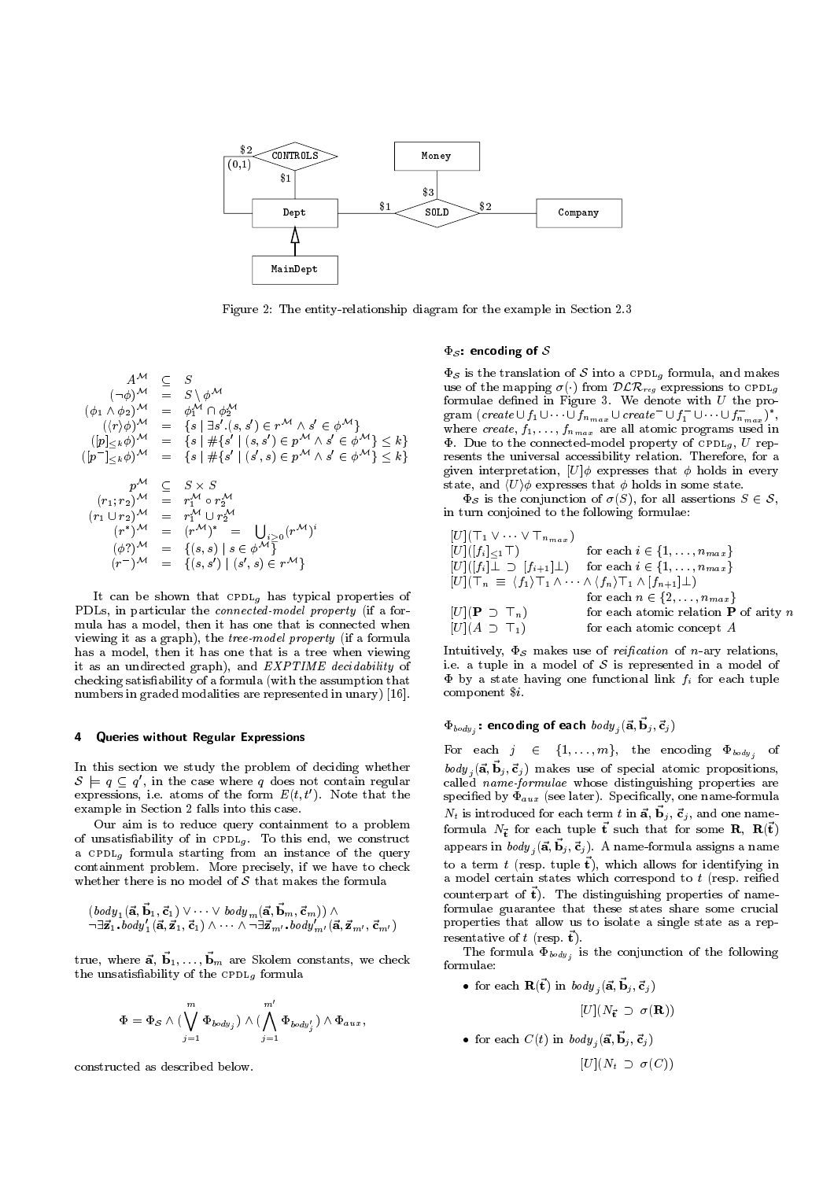Figure 2: The entity-relationship diagram for the example in Section 2.3

$$
\begin{array}{rcl}
A^{\mathcal{M}} & \subseteq & S \\
(\neg\phi)^{\mathcal{M}} & = & S \setminus \phi^{\mathcal{M}} \\
(\phi_1 \wedge \phi_2)^{\mathcal{M}} & = & \phi_1^{\mathcal{M}} \cap \phi_2^{\mathcal{M}} \\
(\langle r \rangle \phi)^{\mathcal{M}} & = & \{s \mid \exists s'.(s, s') \in r^{\mathcal{M}} \wedge s' \in \phi^{\mathcal{M}}\} \\
([p]_{\leq k}\phi)^{\mathcal{M}} & = & \{s \mid \#\{s' \mid (s, s') \in p^{\mathcal{M}} \wedge s' \in \phi^{\mathcal{M}}\} \leq k\} \\
([p^-]_{\leq k}\phi)^{\mathcal{M}} & = & \{s \mid \#\{s' \mid (s', s) \in p^{\mathcal{M}} \wedge s' \in \phi^{\mathcal{M}}\} \leq k\}
\end{array}
$$

$$
\begin{array}{rcl}
p^{\mathcal{M}} & \subseteq & S \times S \\
(r_1; r_2)^{\mathcal{M}} & = & r_1^{\mathcal{M}} \circ r_2^{\mathcal{M}} \\
(r_1 \cup r_2)^{\mathcal{M}} & = & r_1^{\mathcal{M}} \cup r_2^{\mathcal{M}} \\
(r^*)^{\mathcal{M}} & = & (r^{\mathcal{M}})^* = \bigcup_{i \geq 0} (r^{\mathcal{M}})^i \\
(\phi?)^{\mathcal{M}} & = & \{(s, s) \mid s \in \phi^{\mathcal{M}}\} \\
(r^-)^{\mathcal{M}} & = & \{(s, s') \mid (s', s) \in r^{\mathcal{M}}\}
\end{array}
$$

It can be shown that CPDL$_g$ has typical properties of PDLs, in particular the *connected-model property* (if a formula has a model, then it has one that is connected when viewing it as a graph), the *tree-model property* (if a formula has a model, then it has one that is a tree when viewing it as an undirected graph), and *EXPTIME decidability* of checking satisfiability of a formula (with the assumption that numbers in graded modalities are represented in unary) [16].

## 4 Queries without Regular Expressions

In this section we study the problem of deciding whether $\mathcal{S} \models q \subseteq q'$, in the case where $q$ does not contain regular expressions, i.e. atoms of the form $E(t, t')$. Note that the example in Section 2 falls into this case.

Our aim is to reduce query containment to a problem of unsatisfiability of in CPDL$_g$. To this end, we construct a CPDL$_g$ formula starting from an instance of the query containment problem. More precisely, if we have to check whether there is no model of $\mathcal{S}$ that makes the formula

$$(body_1(\vec{\mathbf{a}}, \vec{\mathbf{b}}_1, \vec{\mathbf{c}}_1) \vee \cdots \vee body_m(\vec{\mathbf{a}}, \vec{\mathbf{b}}_m, \vec{\mathbf{c}}_m)) \wedge$$
$$\neg\exists\vec{\mathbf{z}}_1.body'_1(\vec{\mathbf{a}}, \vec{\mathbf{z}}_1, \vec{\mathbf{c}}_1) \wedge \cdots \wedge \neg\exists\vec{\mathbf{z}}_{m'}.body'_{m'}(\vec{\mathbf{a}}, \vec{\mathbf{z}}_{m'}, \vec{\mathbf{c}}_{m'})$$

true, where $\vec{\mathbf{a}}, \vec{\mathbf{b}}_1, \ldots, \vec{\mathbf{b}}_m$ are Skolem constants, we check the unsatisfiability of the CPDL$_g$ formula

$$\Phi = \Phi_{\mathcal{S}} \wedge (\bigvee_{j=1}^{m} \Phi_{body_j}) \wedge (\bigwedge_{j=1}^{m'} \Phi_{body'_j}) \wedge \Phi_{aux},$$

constructed as described below.

### $\Phi_{\mathcal{S}}$: encoding of $\mathcal{S}$

$\Phi_{\mathcal{S}}$ is the translation of $\mathcal{S}$ into a CPDL$_g$ formula, and makes use of the mapping $\sigma(\cdot)$ from $\mathcal{DLR}_{reg}$ expressions to CPDL$_g$ formulae defined in Figure 3. We denote with $U$ the program $(create \cup f_1 \cup \cdots \cup f_{n_{max}} \cup create^- \cup f_1^- \cup \cdots \cup f_{n_{max}}^-)^*$, where $create, f_1, \ldots, f_{n_{max}}$ are all atomic programs used in $\Phi$. Due to the connected-model property of CPDL$_g$, $U$ represents the universal accessibility relation. Therefore, for a given interpretation, $[U]\phi$ expresses that $\phi$ holds in every state, and $\langle U \rangle \phi$ expresses that $\phi$ holds in some state.

$\Phi_{\mathcal{S}}$ is the conjunction of $\sigma(S)$, for all assertions $S \in \mathcal{S}$, in turn conjoined to the following formulae:

| | |
|---|---|
| $[U](\top_1 \vee \cdots \vee \top_{n_{max}})$ | |
| $[U]([f_i]_{\leq 1}\top)$ | for each $i \in \{1, \ldots, n_{max}\}$ |
| $[U]([f_i]\bot \supset [f_{i+1}]\bot)$ | for each $i \in \{1, \ldots, n_{max}\}$ |
| $[U](\top_n \equiv \langle f_1 \rangle \top_1 \wedge \cdots \wedge \langle f_n \rangle \top_1 \wedge [f_{n+1}]\bot)$ | for each $n \in \{2, \ldots, n_{max}\}$ |
| $[U](\mathbf{P} \supset \top_n)$ | for each atomic relation $\mathbf{P}$ of arity $n$ |
| $[U](A \supset \top_1)$ | for each atomic concept $A$ |

Intuitively, $\Phi_{\mathcal{S}}$ makes use of *reification* of $n$-ary relations, i.e. a tuple in a model of $\mathcal{S}$ is represented in a model of $\Phi$ by a state having one functional link $f_i$ for each tuple component $\$i$.

### $\Phi_{body_j}$: encoding of each $body_j(\vec{\mathbf{a}}, \vec{\mathbf{b}}_j, \vec{\mathbf{c}}_j)$

For each $j \in \{1, \ldots, m\}$, the encoding $\Phi_{body_j}$ of $body_j(\vec{\mathbf{a}}, \vec{\mathbf{b}}_j, \vec{\mathbf{c}}_j)$ makes use of special atomic propositions, called *name-formulae* whose distinguishing properties are specified by $\Phi_{aux}$ (see later). Specifically, one name-formula $N_t$ is introduced for each term $t$ in $\vec{\mathbf{a}}, \vec{\mathbf{b}}_j, \vec{\mathbf{c}}_j$, and one name-formula $N_{\vec{\mathbf{t}}}$ for each tuple $\vec{\mathbf{t}}$ such that for some $\mathbf{R}$, $\mathbf{R}(\vec{\mathbf{t}})$ appears in $body_j(\vec{\mathbf{a}}, \vec{\mathbf{b}}_j, \vec{\mathbf{c}}_j)$. A name-formula assigns a name to a term $t$ (resp. tuple $\vec{\mathbf{t}}$), which allows for identifying in a model certain states which correspond to $t$ (resp. reified counterpart of $\vec{\mathbf{t}}$). The distinguishing properties of name-formulae guarantee that these states share some crucial properties that allow us to isolate a single state as a representative of $t$ (resp. $\vec{\mathbf{t}}$).

The formula $\Phi_{body_j}$ is the conjunction of the following formulae:

- for each $\mathbf{R}(\vec{\mathbf{t}})$ in $body_j(\vec{\mathbf{a}}, \vec{\mathbf{b}}_j, \vec{\mathbf{c}}_j)$
$$[U](N_{\vec{\mathbf{t}}} \supset \sigma(\mathbf{R}))$$
- for each $C(t)$ in $body_j(\vec{\mathbf{a}}, \vec{\mathbf{b}}_j, \vec{\mathbf{c}}_j)$
$$[U](N_t \supset \sigma(C))$$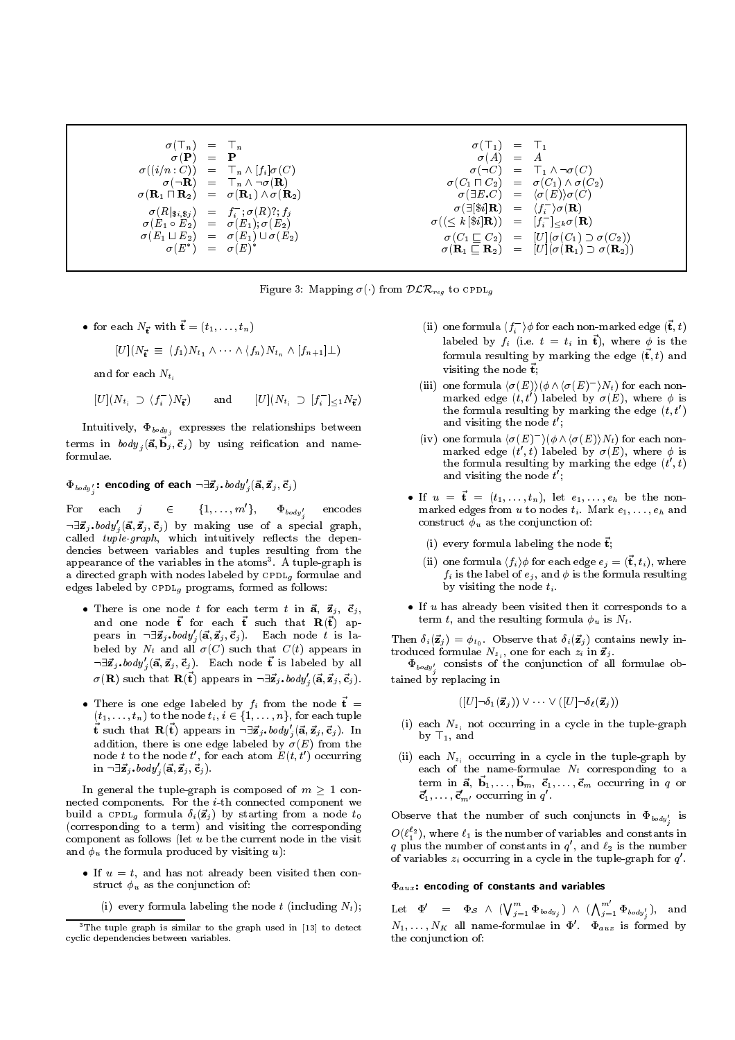$$
\begin{array}{rcl}
\sigma(\top_n) & = & \top_n \\
\sigma(\mathbf{P}) & = & \mathbf{P} \\
\sigma((i/n : C)) & = & \top_n \wedge [f_i]\sigma(C) \\
\sigma(\neg\mathbf{R}) & = & \top_n \wedge \neg\sigma(\mathbf{R}) \\
\sigma(\mathbf{R}_1 \sqcap \mathbf{R}_2) & = & \sigma(\mathbf{R}_1) \wedge \sigma(\mathbf{R}_2) \\
\sigma(R|_{\$i,\$j}) & = & f_i^-; \sigma(R)?; f_j \\
\sigma(E_1 \circ E_2) & = & \sigma(E_1); \sigma(E_2) \\
\sigma(E_1 \sqcup E_2) & = & \sigma(E_1) \cup \sigma(E_2) \\
\sigma(E^*) & = & \sigma(E)^*
\end{array}
\qquad
\begin{array}{rcl}
\sigma(\top_1) & = & \top_1 \\
\sigma(A) & = & A \\
\sigma(\neg C) & = & \top_1 \wedge \neg\sigma(C) \\
\sigma(C_1 \sqcap C_2) & = & \sigma(C_1) \wedge \sigma(C_2) \\
\sigma(\exists E.C) & = & \langle\sigma(E)\rangle\sigma(C) \\
\sigma(\exists[\$i]\mathbf{R}) & = & \langle f_i^-\rangle\sigma(\mathbf{R}) \\
\sigma((\leq k\,[\$i]\mathbf{R})) & = & [f_i^-]_{\leq k}\sigma(\mathbf{R}) \\
\sigma(C_1 \sqsubseteq C_2) & = & [U](\sigma(C_1) \supset \sigma(C_2)) \\
\sigma(\mathbf{R}_1 \sqsubseteq \mathbf{R}_2) & = & [U](\sigma(\mathbf{R}_1) \supset \sigma(\mathbf{R}_2))
\end{array}
$$

Figure 3: Mapping $\sigma(\cdot)$ from $\mathcal{DLR}_{reg}$ to CPDL$_g$

- for each $N_{\vec{\mathbf{t}}}$ with $\vec{\mathbf{t}} = (t_1, \ldots, t_n)$

$$[U](N_{\vec{\mathbf{t}}} \equiv \langle f_1\rangle N_{t_1} \wedge \cdots \wedge \langle f_n\rangle N_{t_n} \wedge [f_{n+1}]\bot)$$

and for each $N_{t_i}$

$$[U](N_{t_i} \supset \langle f_i^-\rangle N_{\vec{\mathbf{t}}}) \qquad \text{and} \qquad [U](N_{t_i} \supset [f_i^-]_{\leq 1} N_{\vec{\mathbf{t}}})$$

Intuitively, $\Phi_{body_j}$ expresses the relationships between terms in $body_j(\vec{\mathbf{a}}, \vec{\mathbf{b}}_j, \vec{\mathbf{c}}_j)$ by using reification and name-formulae.

**$\Phi_{body'_j}$: encoding of each $\neg\exists\vec{\mathbf{z}}_j.body'_j(\vec{\mathbf{a}}, \vec{\mathbf{z}}_j, \vec{\mathbf{c}}_j)$**

For each $j \in \{1, \ldots, m'\}$, $\Phi_{body'_j}$ encodes $\neg\exists\vec{\mathbf{z}}_j.body'_j(\vec{\mathbf{a}}, \vec{\mathbf{z}}_j, \vec{\mathbf{c}}_j)$ by making use of a special graph, called *tuple-graph*, which intuitively reflects the dependencies between variables and tuples resulting from the appearance of the variables in the atoms[3]. A tuple-graph is a directed graph with nodes labeled by CPDL$_g$ formulae and edges labeled by CPDL$_g$ programs, formed as follows:

- There is one node $t$ for each term $t$ in $\vec{\mathbf{a}}$, $\vec{\mathbf{z}}_j$, $\vec{\mathbf{c}}_j$, and one node $\vec{\mathbf{t}}$ for each $\vec{\mathbf{t}}$ such that $\mathbf{R}(\vec{\mathbf{t}})$ appears in $\neg\exists\vec{\mathbf{z}}_j.body'_j(\vec{\mathbf{a}}, \vec{\mathbf{z}}_j, \vec{\mathbf{c}}_j)$. Each node $t$ is labeled by $N_t$ and all $\sigma(C)$ such that $C(t)$ appears in $\neg\exists\vec{\mathbf{z}}_j.body'_j(\vec{\mathbf{a}}, \vec{\mathbf{z}}_j, \vec{\mathbf{c}}_j)$. Each node $\vec{\mathbf{t}}$ is labeled by all $\sigma(\mathbf{R})$ such that $\mathbf{R}(\vec{\mathbf{t}})$ appears in $\neg\exists\vec{\mathbf{z}}_j.body'_j(\vec{\mathbf{a}}, \vec{\mathbf{z}}_j, \vec{\mathbf{c}}_j)$.
- There is one edge labeled by $f_i$ from the node $\vec{\mathbf{t}} = (t_1, \ldots, t_n)$ to the node $t_i$, $i \in \{1, \ldots, n\}$, for each tuple $\vec{\mathbf{t}}$ such that $\mathbf{R}(\vec{\mathbf{t}})$ appears in $\neg\exists\vec{\mathbf{z}}_j.body'_j(\vec{\mathbf{a}}, \vec{\mathbf{z}}_j, \vec{\mathbf{c}}_j)$. In addition, there is one edge labeled by $\sigma(E)$ from the node $t$ to the node $t'$, for each atom $E(t, t')$ occurring in $\neg\exists\vec{\mathbf{z}}_j.body'_j(\vec{\mathbf{a}}, \vec{\mathbf{z}}_j, \vec{\mathbf{c}}_j)$.

In general the tuple-graph is composed of $m \geq 1$ connected components. For the $i$-th connected component we build a CPDL$_g$ formula $\delta_i(\vec{\mathbf{z}}_j)$ by starting from a node $t_0$ (corresponding to a term) and visiting the corresponding component as follows (let $u$ be the current node in the visit and $\phi_u$ the formula produced by visiting $u$):

- If $u = t$, and has not already been visited then construct $\phi_u$ as the conjunction of:
  - (i) every formula labeling the node $t$ (including $N_t$);
  - (ii) one formula $\langle f_i^-\rangle\phi$ for each non-marked edge $(\vec{\mathbf{t}}, t)$ labeled by $f_i$ (i.e. $t = t_i$ in $\vec{\mathbf{t}}$), where $\phi$ is the formula resulting by marking the edge $(\vec{\mathbf{t}}, t)$ and visiting the node $\vec{\mathbf{t}}$;
  - (iii) one formula $\langle\sigma(E)\rangle(\phi \wedge \langle\sigma(E)^-\rangle N_t)$ for each non-marked edge $(t, t')$ labeled by $\sigma(E)$, where $\phi$ is the formula resulting by marking the edge $(t, t')$ and visiting the node $t'$;
  - (iv) one formula $\langle\sigma(E)^-\rangle(\phi \wedge \langle\sigma(E)\rangle N_t)$ for each non-marked edge $(t', t)$ labeled by $\sigma(E)$, where $\phi$ is the formula resulting by marking the edge $(t', t)$ and visiting the node $t'$;
- If $u = \vec{\mathbf{t}} = (t_1, \ldots, t_n)$, let $e_1, \ldots, e_h$ be the non-marked edges from $u$ to nodes $t_i$. Mark $e_1, \ldots, e_h$ and construct $\phi_u$ as the conjunction of:
  - (i) every formula labeling the node $\vec{\mathbf{t}}$;
  - (ii) one formula $\langle f_i\rangle\phi$ for each edge $e_j = (\vec{\mathbf{t}}, t_i)$, where $f_i$ is the label of $e_j$, and $\phi$ is the formula resulting by visiting the node $t_i$.
- If $u$ has already been visited then it corresponds to a term $t$, and the resulting formula $\phi_u$ is $N_t$.

Then $\delta_i(\vec{\mathbf{z}}_j) = \phi_{t_0}$. Observe that $\delta_i(\vec{\mathbf{z}}_j)$ contains newly introduced formulae $N_{z_i}$, one for each $z_i$ in $\vec{\mathbf{z}}_j$.

$\Phi_{body'_j}$ consists of the conjunction of all formulae obtained by replacing in

$$([U]\neg\delta_1(\vec{\mathbf{z}}_j)) \vee \cdots \vee ([U]\neg\delta_\ell(\vec{\mathbf{z}}_j))$$

- (i) each $N_{z_i}$ not occurring in a cycle in the tuple-graph by $\top_1$, and
- (ii) each $N_{z_i}$ occurring in a cycle in the tuple-graph by each of the name-formulae $N_t$ corresponding to a term in $\vec{\mathbf{a}}$, $\vec{\mathbf{b}}_1, \ldots, \vec{\mathbf{b}}_m$, $\vec{\mathbf{c}}_1, \ldots, \vec{\mathbf{c}}_m$ occurring in $q$ or $\vec{\mathbf{c}}'_1, \ldots, \vec{\mathbf{c}}'_{m'}$ occurring in $q'$.

Observe that the number of such conjuncts in $\Phi_{body'_j}$ is $O(\ell_1^{\ell_2})$, where $\ell_1$ is the number of variables and constants in $q$ plus the number of constants in $q'$, and $\ell_2$ is the number of variables $z_i$ occurring in a cycle in the tuple-graph for $q'$.

**$\Phi_{aux}$: encoding of constants and variables**

Let $\Phi' = \Phi_{\mathcal{S}} \wedge (\bigvee_{j=1}^{m} \Phi_{body_j}) \wedge (\bigwedge_{j=1}^{m'} \Phi_{body'_j})$, and $N_1, \ldots, N_K$ all name-formulae in $\Phi'$. $\Phi_{aux}$ is formed by the conjunction of:

[3] The tuple graph is similar to the graph used in [13] to detect cyclic dependencies between variables.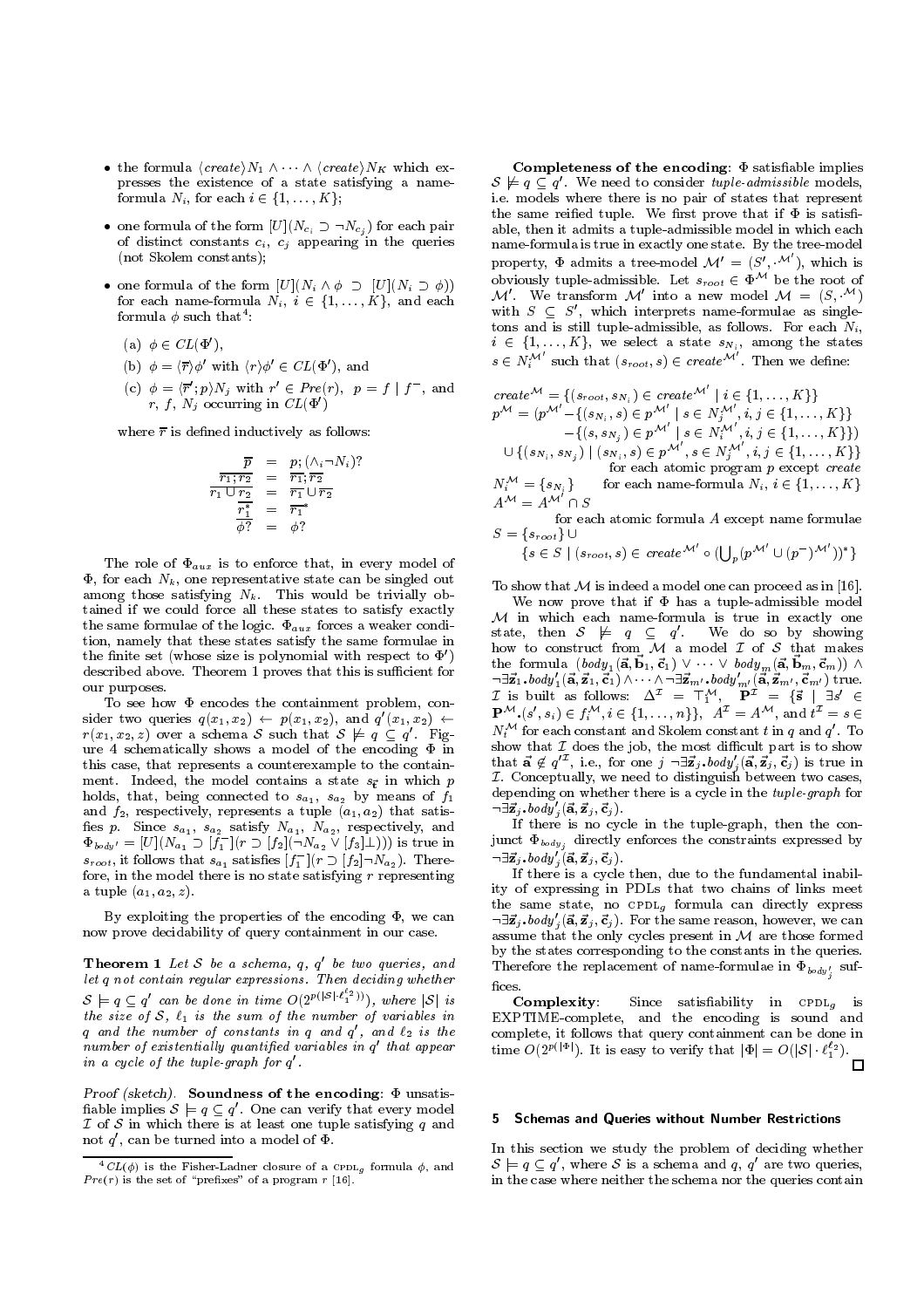- the formula $\langle create\rangle N_1 \wedge \cdots \wedge \langle create\rangle N_K$ which expresses the existence of a state satisfying a name-formula $N_i$, for each $i \in \{1,\ldots,K\}$;
- one formula of the form $[U](N_{c_i} \supset \neg N_{c_j})$ for each pair of distinct constants $c_i$, $c_j$ appearing in the queries (not Skolem constants);
- one formula of the form $[U](N_i \wedge \phi \supset [U](N_i \supset \phi))$ for each name-formula $N_i$, $i \in \{1,\ldots,K\}$, and each formula $\phi$ such that[4]:
  - (a) $\phi \in CL(\Phi')$,
  - (b) $\phi = \langle\overline{r}\rangle\phi'$ with $\langle r\rangle\phi' \in CL(\Phi')$, and
  - (c) $\phi = \langle\overline{r'};p\rangle N_j$ with $r' \in Pre(r)$, $p = f \mid f^-$, and $r$, $f$, $N_j$ occurring in $CL(\Phi')$

where $\overline{r}$ is defined inductively as follows:

$$
\begin{aligned}
\overline{p} &= p; (\wedge_i \neg N_i)?\\
\overline{r_1;r_2} &= \overline{r_1};\overline{r_2}\\
\overline{r_1 \cup r_2} &= \overline{r_1} \cup \overline{r_2}\\
\overline{r_1^*} &= \overline{r_1}^*\\
\overline{\phi?} &= \phi?
\end{aligned}
$$

The role of $\Phi_{aux}$ is to enforce that, in every model of $\Phi$, for each $N_k$, one representative state can be singled out among those satisfying $N_k$. This would be trivially obtained if we could force all these states to satisfy exactly the same formulae of the logic. $\Phi_{aux}$ forces a weaker condition, namely that these states satisfy the same formulae in the finite set (whose size is polynomial with respect to $\Phi'$) described above. Theorem 1 proves that this is sufficient for our purposes.

To see how $\Phi$ encodes the containment problem, consider two queries $q(x_1,x_2) \leftarrow p(x_1,x_2)$, and $q'(x_1,x_2) \leftarrow r(x_1,x_2,z)$ over a schema $\mathcal{S}$ such that $\mathcal{S} \not\models q \subseteq q'$. Figure 4 schematically shows a model of the encoding $\Phi$ in this case, that represents a counterexample to the containment. Indeed, the model contains a state $s_{\vec{t}}$ in which $p$ holds, that, being connected to $s_{a_1}$, $s_{a_2}$ by means of $f_1$ and $f_2$, respectively, represents a tuple $(a_1,a_2)$ that satisfies $p$. Since $s_{a_1}$, $s_{a_2}$ satisfy $N_{a_1}$, $N_{a_2}$, respectively, and $\Phi_{body'} = [U](N_{a_1} \supset [f_1^-](r \supset [f_2](\neg N_{a_2} \vee [f_3]\bot)))$ is true in $s_{root}$, it follows that $s_{a_1}$ satisfies $[f_1^-](r \supset [f_2]\neg N_{a_2})$. Therefore, in the model there is no state satisfying $r$ representing a tuple $(a_1,a_2,z)$.

By exploiting the properties of the encoding $\Phi$, we can now prove decidability of query containment in our case.

**Theorem 1** *Let $\mathcal{S}$ be a schema, $q$, $q'$ be two queries, and let $q$ not contain regular expressions. Then deciding whether $\mathcal{S} \models q \subseteq q'$ can be done in time $O(2^{p(|\mathcal{S}|\cdot\ell_1^{\ell_2})})$, where $|\mathcal{S}|$ is the size of $\mathcal{S}$, $\ell_1$ is the sum of the number of variables in $q$ and the number of constants in $q$ and $q'$, and $\ell_2$ is the number of existentially quantified variables in $q'$ that appear in a cycle of the tuple-graph for $q'$.*

*Proof (sketch).* **Soundness of the encoding**: $\Phi$ unsatisfiable implies $\mathcal{S} \models q \subseteq q'$. One can verify that every model $\mathcal{I}$ of $\mathcal{S}$ in which there is at least one tuple satisfying $q$ and not $q'$, can be turned into a model of $\Phi$.

**Completeness of the encoding**: $\Phi$ satisfiable implies $\mathcal{S} \not\models q \subseteq q'$. We need to consider *tuple-admissible* models, i.e. models where there is no pair of states that represent the same reified tuple. We first prove that if $\Phi$ is satisfiable, then it admits a tuple-admissible model in which each name-formula is true in exactly one state. By the tree-model property, $\Phi$ admits a tree-model $\mathcal{M}' = (S', \cdot^{\mathcal{M}'})$, which is obviously tuple-admissible. Let $s_{root} \in \Phi^{\mathcal{M}}$ be the root of $\mathcal{M}'$. We transform $\mathcal{M}'$ into a new model $\mathcal{M} = (S, \cdot^{\mathcal{M}})$ with $S \subseteq S'$, which interprets name-formulae as singletons and is still tuple-admissible, as follows. For each $N_i$, $i \in \{1,\ldots,K\}$, we select a state $s_{N_i}$, among the states $s \in N_i^{\mathcal{M}'}$ such that $(s_{root}, s) \in create^{\mathcal{M}'}$. Then we define:

$$
\begin{aligned}
create^{\mathcal{M}} &= \{(s_{root}, s_{N_i}) \in create^{\mathcal{M}'} \mid i \in \{1,\ldots,K\}\}\\
p^{\mathcal{M}} &= (p^{\mathcal{M}'} - \{(s_{N_i}, s) \in p^{\mathcal{M}'} \mid s \in N_j^{\mathcal{M}'}, i,j \in \{1,\ldots,K\}\}\\
&\qquad - \{(s, s_{N_j}) \in p^{\mathcal{M}'} \mid s \in N_i^{\mathcal{M}'}, i,j \in \{1,\ldots,K\}\})\\
&\quad \cup \{(s_{N_i}, s_{N_j}) \mid (s_{N_i}, s) \in p^{\mathcal{M}'}, s \in N_j^{\mathcal{M}'}, i,j \in \{1,\ldots,K\}\}\\
&\qquad \text{for each atomic program } p \text{ except } create\\
N_i^{\mathcal{M}} &= \{s_{N_i}\} \qquad \text{for each name-formula } N_i, i \in \{1,\ldots,K\}\\
A^{\mathcal{M}} &= A^{\mathcal{M}'} \cap S\\
&\qquad \text{for each atomic formula } A \text{ except name formulae}\\
S &= \{s_{root}\} \cup\\
&\quad \{s \in S \mid (s_{root}, s) \in create^{\mathcal{M}'} \circ (\textstyle\bigcup_p (p^{\mathcal{M}'} \cup (p^-)^{\mathcal{M}'}))^*\}
\end{aligned}
$$

To show that $\mathcal{M}$ is indeed a model one can proceed as in [16].

We now prove that if $\Phi$ has a tuple-admissible model $\mathcal{M}$ in which each name-formula is true in exactly one state, then $\mathcal{S} \not\models q \subseteq q'$. We do so by showing how to construct from $\mathcal{M}$ a model $\mathcal{I}$ of $\mathcal{S}$ that makes the formula $(body_1(\vec{\mathbf{a}},\vec{\mathbf{b}}_1,\vec{\mathbf{c}}_1) \vee \cdots \vee body_m(\vec{\mathbf{a}},\vec{\mathbf{b}}_m,\vec{\mathbf{c}}_m)) \wedge \neg\exists\vec{\mathbf{z}}_1.body'_1(\vec{\mathbf{a}},\vec{\mathbf{z}}_1,\vec{\mathbf{c}}_1) \wedge \cdots \wedge \neg\exists\vec{\mathbf{z}}_{m'}.body'_{m'}(\vec{\mathbf{a}},\vec{\mathbf{z}}_{m'},\vec{\mathbf{c}}_{m'})$ true. $\mathcal{I}$ is built as follows: $\Delta^{\mathcal{I}} = \top_1^{\mathcal{M}}$, $\mathbf{P}^{\mathcal{I}} = \{\vec{\mathbf{s}} \mid \exists s' \in \mathbf{P}^{\mathcal{M}}.(s', s_i) \in f_i^{\mathcal{M}}, i \in \{1,\ldots,n\}\}$, $A^{\mathcal{I}} = A^{\mathcal{M}}$, and $t^{\mathcal{I}} = s \in N_t^{\mathcal{M}}$ for each constant and Skolem constant $t$ in $q$ and $q'$. To show that $\mathcal{I}$ does the job, the most difficult part is to show that $\vec{\mathbf{a}} \notin q'^{\mathcal{I}}$, i.e., for one $j$ $\neg\exists\vec{\mathbf{z}}_j.body'_j(\vec{\mathbf{a}},\vec{\mathbf{z}}_j,\vec{\mathbf{c}}_j)$ is true in $\mathcal{I}$. Conceptually, we need to distinguish between two cases, depending on whether there is a cycle in the *tuple-graph* for $\neg\exists\vec{\mathbf{z}}_j.body'_j(\vec{\mathbf{a}},\vec{\mathbf{z}}_j,\vec{\mathbf{c}}_j)$.

If there is no cycle in the tuple-graph, then the conjunct $\Phi_{body_j}$ directly enforces the constraints expressed by $\neg\exists\vec{\mathbf{z}}_j.body'_j(\vec{\mathbf{a}},\vec{\mathbf{z}}_j,\vec{\mathbf{c}}_j)$.

If there is a cycle then, due to the fundamental inability of expressing in PDLs that two chains of links meet the same state, no CPDL$_g$ formula can directly express $\neg\exists\vec{\mathbf{z}}_j.body'_j(\vec{\mathbf{a}},\vec{\mathbf{z}}_j,\vec{\mathbf{c}}_j)$. For the same reason, however, we can assume that the only cycles present in $\mathcal{M}$ are those formed by the states corresponding to the constants in the queries. Therefore the replacement of name-formulae in $\Phi_{body'_j}$ suffices.

**Complexity**: Since satisfiability in CPDL$_g$ is EXPTIME-complete, and the encoding is sound and complete, it follows that query containment can be done in time $O(2^{p(|\Phi|})$. It is easy to verify that $|\Phi| = O(|\mathcal{S}|\cdot\ell_1^{\ell_2})$. □

## 5 Schemas and Queries without Number Restrictions

In this section we study the problem of deciding whether $\mathcal{S} \models q \subseteq q'$, where $\mathcal{S}$ is a schema and $q$, $q'$ are two queries, in the case where neither the schema nor the queries contain

---

[4] $CL(\phi)$ is the Fisher-Ladner closure of a CPDL$_g$ formula $\phi$, and $Pre(r)$ is the set of "prefixes" of a program $r$ [16].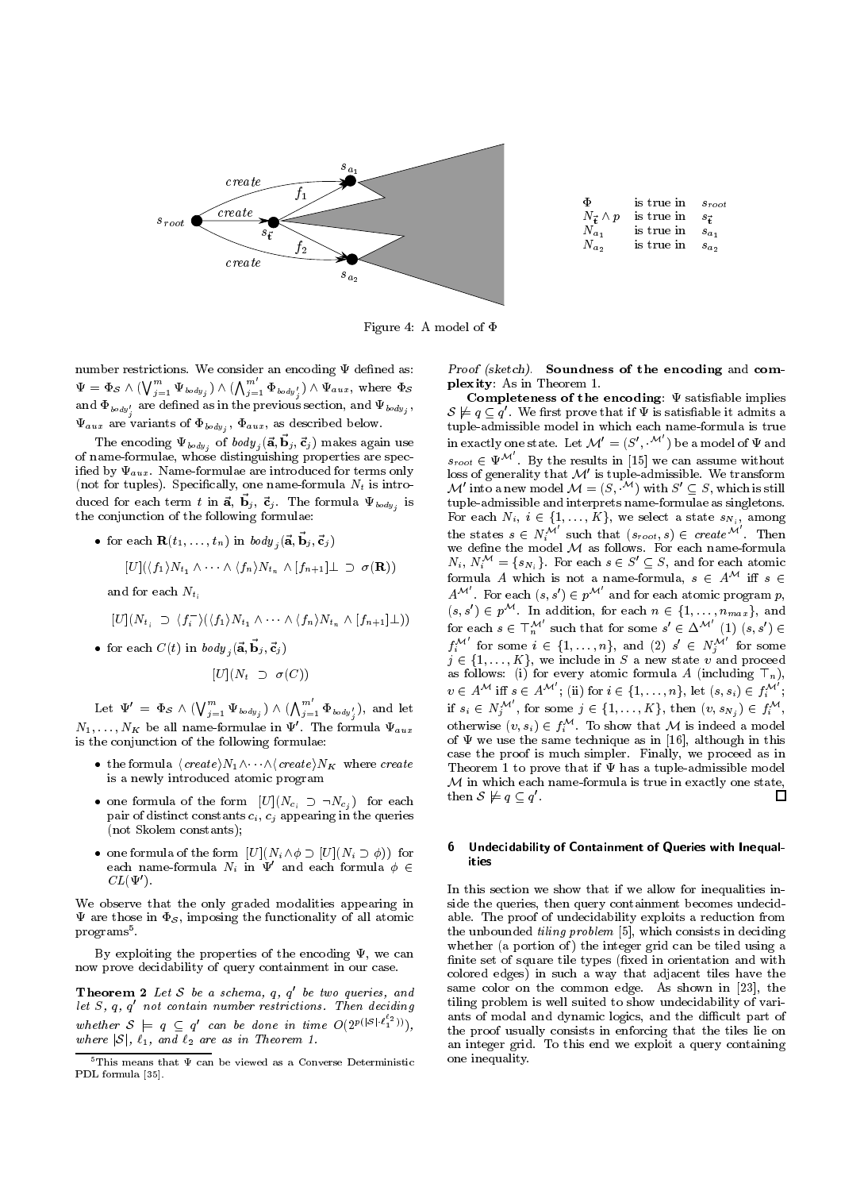| $\Phi$ | is true in | $s_{root}$ |
|---|---|---|
| $N_{\vec{t}} \wedge p$ | is true in | $s_{\vec{t}}$ |
| $N_{a_1}$ | is true in | $s_{a_1}$ |
| $N_{a_2}$ | is true in | $s_{a_2}$ |

Figure 4: A model of $\Phi$

number restrictions. We consider an encoding $\Psi$ defined as: $\Psi = \Phi_{\mathcal{S}} \wedge (\bigvee_{j=1}^{m} \Psi_{body_j}) \wedge (\bigwedge_{j=1}^{m'} \Phi_{body'_j}) \wedge \Psi_{aux}$, where $\Phi_{\mathcal{S}}$ and $\Phi_{body'_j}$ are defined as in the previous section, and $\Psi_{body_j}$, $\Psi_{aux}$ are variants of $\Phi_{body_j}$, $\Phi_{aux}$, as described below.

The encoding $\Psi_{body_j}$ of $body_j(\vec{\mathbf{a}}, \vec{\mathbf{b}}_j, \vec{\mathbf{c}}_j)$ makes again use of name-formulae, whose distinguishing properties are specified by $\Psi_{aux}$. Name-formulae are introduced for terms only (not for tuples). Specifically, one name-formula $N_t$ is introduced for each term $t$ in $\vec{\mathbf{a}}$, $\vec{\mathbf{b}}_j$, $\vec{\mathbf{c}}_j$. The formula $\Psi_{body_j}$ is the conjunction of the following formulae:

- for each $\mathbf{R}(t_1, \ldots, t_n)$ in $body_j(\vec{\mathbf{a}}, \vec{\mathbf{b}}_j, \vec{\mathbf{c}}_j)$

  $$[U](\langle f_1 \rangle N_{t_1} \wedge \cdots \wedge \langle f_n \rangle N_{t_n} \wedge [f_{n+1}]\bot \supset \sigma(\mathbf{R}))$$

  and for each $N_{t_i}$

  $$[U](N_{t_i} \supset \langle f_i^- \rangle (\langle f_1 \rangle N_{t_1} \wedge \cdots \wedge \langle f_n \rangle N_{t_n} \wedge [f_{n+1}]\bot))$$

- for each $C(t)$ in $body_j(\vec{\mathbf{a}}, \vec{\mathbf{b}}_j, \vec{\mathbf{c}}_j)$

  $$[U](N_t \supset \sigma(C))$$

Let $\Psi' = \Phi_{\mathcal{S}} \wedge (\bigvee_{j=1}^{m} \Psi_{body_j}) \wedge (\bigwedge_{j=1}^{m'} \Phi_{body'_j})$, and let $N_1, \ldots, N_K$ be all name-formulae in $\Psi'$. The formula $\Psi_{aux}$ is the conjunction of the following formulae:

- the formula $\langle create \rangle N_1 \wedge \cdots \wedge \langle create \rangle N_K$ where *create* is a newly introduced atomic program
- one formula of the form $[U](N_{c_i} \supset \neg N_{c_j})$ for each pair of distinct constants $c_i, c_j$ appearing in the queries (not Skolem constants);
- one formula of the form $[U](N_i \wedge \phi \supset [U](N_i \supset \phi))$ for each name-formula $N_i$ in $\Psi'$ and each formula $\phi \in CL(\Psi')$.

We observe that the only graded modalities appearing in $\Psi$ are those in $\Phi_{\mathcal{S}}$, imposing the functionality of all atomic programs[5].

By exploiting the properties of the encoding $\Psi$, we can now prove decidability of query containment in our case.

**Theorem 2** *Let $\mathcal{S}$ be a schema, $q$, $q'$ be two queries, and let $S$, $q$, $q'$ not contain number restrictions. Then deciding whether $\mathcal{S} \models q \subseteq q'$ can be done in time $O(2^{p(|\mathcal{S}| \cdot \ell_1^{\ell_2})})$, where $|\mathcal{S}|$, $\ell_1$, and $\ell_2$ are as in Theorem 1.*

[5] This means that $\Psi$ can be viewed as a Converse Deterministic PDL formula [35].

*Proof (sketch).* **Soundness of the encoding** and **complexity**: As in Theorem 1.

**Completeness of the encoding**: $\Psi$ satisfiable implies $\mathcal{S} \not\models q \subseteq q'$. We first prove that if $\Psi$ is satisfiable it admits a tuple-admissible model in which each name-formula is true in exactly one state. Let $\mathcal{M}' = (S', \cdot^{\mathcal{M}'})$ be a model of $\Psi$ and $s_{root} \in \Psi^{\mathcal{M}'}$. By the results in [15] we can assume without loss of generality that $\mathcal{M}'$ is tuple-admissible. We transform $\mathcal{M}'$ into a new model $\mathcal{M} = (S, \cdot^{\mathcal{M}})$ with $S' \subseteq S$, which is still tuple-admissible and interprets name-formulae as singletons. For each $N_i$, $i \in \{1, \ldots, K\}$, we select a state $s_{N_i}$, among the states $s \in N_i^{\mathcal{M}'}$ such that $(s_{root}, s) \in create^{\mathcal{M}'}$. Then we define the model $\mathcal{M}$ as follows. For each name-formula $N_i$, $N_i^{\mathcal{M}} = \{s_{N_i}\}$. For each $s \in S' \subseteq S$, and for each atomic formula $A$ which is not a name-formula, $s \in A^{\mathcal{M}}$ iff $s \in A^{\mathcal{M}'}$. For each $(s, s') \in p^{\mathcal{M}'}$ and for each atomic program $p$, $(s, s') \in p^{\mathcal{M}}$. In addition, for each $n \in \{1, \ldots, n_{max}\}$, and for each $s \in \top_n^{\mathcal{M}'}$ such that for some $s' \in \Delta^{\mathcal{M}'}$ (1) $(s, s') \in f_i^{\mathcal{M}'}$ for some $i \in \{1, \ldots, n\}$, and (2) $s' \in N_j^{\mathcal{M}'}$ for some $j \in \{1, \ldots, K\}$, we include in $S$ a new state $v$ and proceed as follows: (i) for every atomic formula $A$ (including $\top_n$), $v \in A^{\mathcal{M}}$ iff $s \in A^{\mathcal{M}'}$; (ii) for $i \in \{1, \ldots, n\}$, let $(s, s_i) \in f_i^{\mathcal{M}'}$; if $s_i \in N_j^{\mathcal{M}'}$, for some $j \in \{1, \ldots, K\}$, then $(v, s_{N_j}) \in f_i^{\mathcal{M}}$, otherwise $(v, s_i) \in f_i^{\mathcal{M}}$. To show that $\mathcal{M}$ is indeed a model of $\Psi$ we use the same technique as in [16], although in this case the proof is much simpler. Finally, we proceed as in Theorem 1 to prove that if $\Psi$ has a tuple-admissible model $\mathcal{M}$ in which each name-formula is true in exactly one state, then $\mathcal{S} \not\models q \subseteq q'$. $\square$

## 6 Undecidability of Containment of Queries with Inequalities

In this section we show that if we allow for inequalities inside the queries, then query containment becomes undecidable. The proof of undecidability exploits a reduction from the unbounded *tiling problem* [5], which consists in deciding whether (a portion of) the integer grid can be tiled using a finite set of square tile types (fixed in orientation and with colored edges) in such a way that adjacent tiles have the same color on the common edge. As shown in [23], the tiling problem is well suited to show undecidability of variants of modal and dynamic logics, and the difficult part of the proof usually consists in enforcing that the tiles lie on an integer grid. To this end we exploit a query containing one inequality.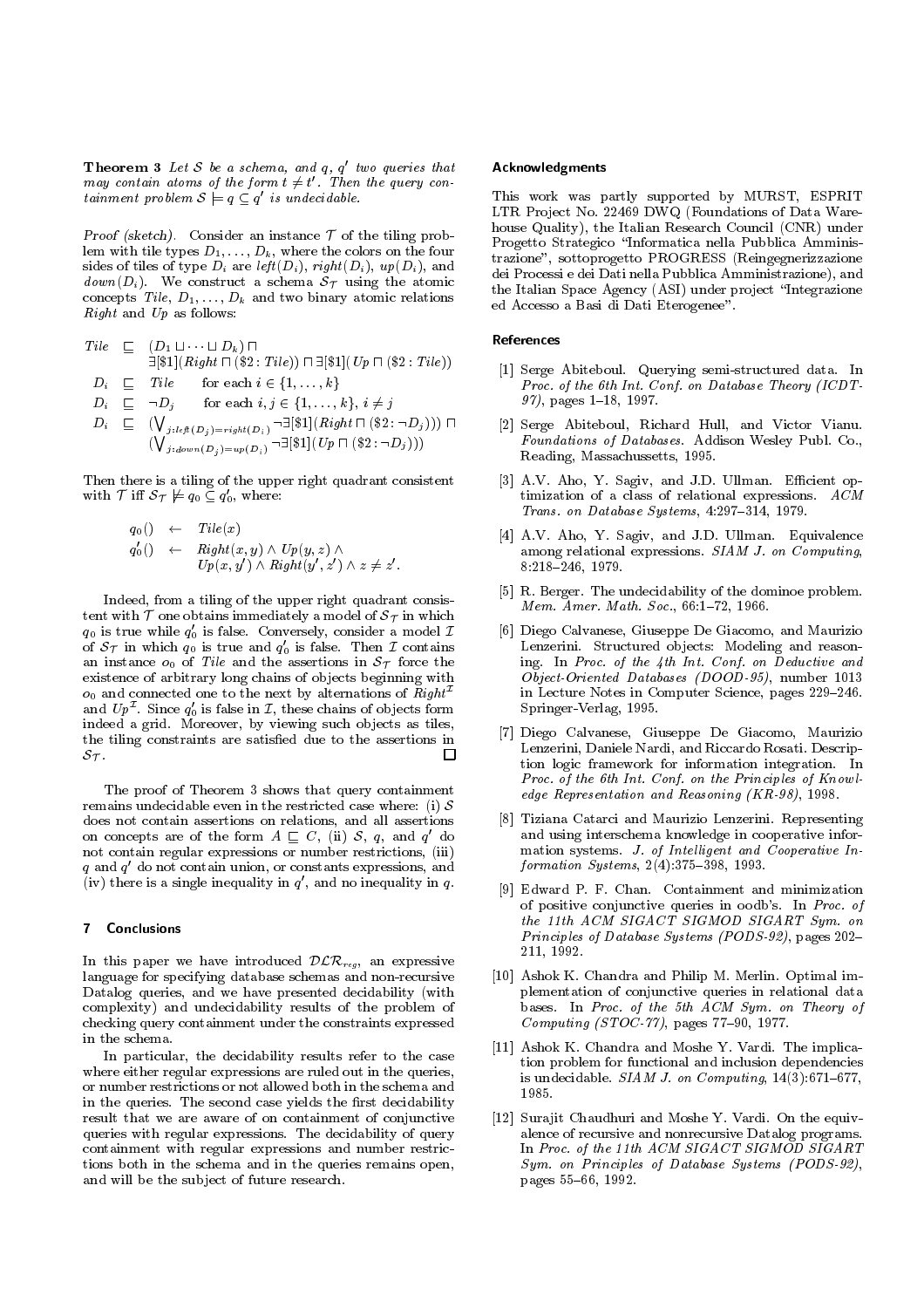**Theorem 3** *Let $\mathcal{S}$ be a schema, and $q$, $q'$ two queries that may contain atoms of the form $t \neq t'$. Then the query containment problem $\mathcal{S} \models q \subseteq q'$ is undecidable.*

*Proof (sketch).* Consider an instance $\mathcal{T}$ of the tiling problem with tile types $D_1, \ldots, D_k$, where the colors on the four sides of tiles of type $D_i$ are $left(D_i)$, $right(D_i)$, $up(D_i)$, and $down(D_i)$. We construct a schema $\mathcal{S}_\mathcal{T}$ using the atomic concepts *Tile*, $D_1, \ldots, D_k$ and two binary atomic relations *Right* and *Up* as follows:

$$
\begin{array}{lcll}
\mathit{Tile} & \sqsubseteq & (D_1 \sqcup \cdots \sqcup D_k) \sqcap & \\
& & \exists[\$1](\mathit{Right} \sqcap (\$2 : \mathit{Tile})) \sqcap \exists[\$1](\mathit{Up} \sqcap (\$2 : \mathit{Tile})) & \\
D_i & \sqsubseteq & \mathit{Tile} & \text{for each } i \in \{1, \ldots, k\} \\
D_i & \sqsubseteq & \neg D_j & \text{for each } i, j \in \{1, \ldots, k\},\ i \neq j \\
D_i & \sqsubseteq & (\bigvee_{j: left(D_j) = right(D_i)} \neg\exists[\$1](\mathit{Right} \sqcap (\$2 : \neg D_j))) \sqcap & \\
& & (\bigvee_{j: down(D_j) = up(D_i)} \neg\exists[\$1](\mathit{Up} \sqcap (\$2 : \neg D_j))) &
\end{array}
$$

Then there is a tiling of the upper right quadrant consistent with $\mathcal{T}$ iff $\mathcal{S}_\mathcal{T} \not\models q_0 \subseteq q_0'$, where:

$$
\begin{array}{lcl}
q_0() & \leftarrow & \mathit{Tile}(x) \\
q_0'() & \leftarrow & \mathit{Right}(x, y) \wedge \mathit{Up}(y, z) \wedge \\
& & \mathit{Up}(x, y') \wedge \mathit{Right}(y', z') \wedge z \neq z'.
\end{array}
$$

Indeed, from a tiling of the upper right quadrant consistent with $\mathcal{T}$ one obtains immediately a model of $\mathcal{S}_\mathcal{T}$ in which $q_0$ is true while $q_0'$ is false. Conversely, consider a model $\mathcal{I}$ of $\mathcal{S}_\mathcal{T}$ in which $q_0$ is true and $q_0'$ is false. Then $\mathcal{I}$ contains an instance $o_0$ of *Tile* and the assertions in $\mathcal{S}_\mathcal{T}$ force the existence of arbitrary long chains of objects beginning with $o_0$ and connected one to the next by alternations of $\mathit{Right}^\mathcal{I}$ and $\mathit{Up}^\mathcal{I}$. Since $q_0'$ is false in $\mathcal{I}$, these chains of objects form indeed a grid. Moreover, by viewing such objects as tiles, the tiling constraints are satisfied due to the assertions in $\mathcal{S}_\mathcal{T}$. □

The proof of Theorem 3 shows that query containment remains undecidable even in the restricted case where: (i) $\mathcal{S}$ does not contain assertions on relations, and all assertions on concepts are of the form $A \sqsubseteq C$, (ii) $\mathcal{S}$, $q$, and $q'$ do not contain regular expressions or number restrictions, (iii) $q$ and $q'$ do not contain union, or constants expressions, and (iv) there is a single inequality in $q'$, and no inequality in $q$.

## 7 Conclusions

In this paper we have introduced $\mathcal{DLR}_{reg}$, an expressive language for specifying database schemas and non-recursive Datalog queries, and we have presented decidability (with complexity) and undecidability results of the problem of checking query containment under the constraints expressed in the schema.

In particular, the decidability results refer to the case where either regular expressions are ruled out in the queries, or number restrictions or not allowed both in the schema and in the queries. The second case yields the first decidability result that we are aware of on containment of conjunctive queries with regular expressions. The decidability of query containment with regular expressions and number restrictions both in the schema and in the queries remains open, and will be the subject of future research.

### Acknowledgments

This work was partly supported by MURST, ESPRIT LTR Project No. 22469 DWQ (Foundations of Data Warehouse Quality), the Italian Research Council (CNR) under Progetto Strategico "Informatica nella Pubblica Amministrazione", sottoprogetto PROGRESS (Reingegnerizzazione dei Processi e dei Dati nella Pubblica Amministrazione), and the Italian Space Agency (ASI) under project "Integrazione ed Accesso a Basi di Dati Eterogenee".

### References

[1] Serge Abiteboul. Querying semi-structured data. In *Proc. of the 6th Int. Conf. on Database Theory (ICDT-97)*, pages 1–18, 1997.

[2] Serge Abiteboul, Richard Hull, and Victor Vianu. *Foundations of Databases*. Addison Wesley Publ. Co., Reading, Massachussetts, 1995.

[3] A.V. Aho, Y. Sagiv, and J.D. Ullman. Efficient optimization of a class of relational expressions. *ACM Trans. on Database Systems*, 4:297–314, 1979.

[4] A.V. Aho, Y. Sagiv, and J.D. Ullman. Equivalence among relational expressions. *SIAM J. on Computing*, 8:218–246, 1979.

[5] R. Berger. The undecidability of the dominoe problem. *Mem. Amer. Math. Soc.*, 66:1–72, 1966.

[6] Diego Calvanese, Giuseppe De Giacomo, and Maurizio Lenzerini. Structured objects: Modeling and reasoning. In *Proc. of the 4th Int. Conf. on Deductive and Object-Oriented Databases (DOOD-95)*, number 1013 in Lecture Notes in Computer Science, pages 229–246. Springer-Verlag, 1995.

[7] Diego Calvanese, Giuseppe De Giacomo, Maurizio Lenzerini, Daniele Nardi, and Riccardo Rosati. Description logic framework for information integration. In *Proc. of the 6th Int. Conf. on the Principles of Knowledge Representation and Reasoning (KR-98)*, 1998.

[8] Tiziana Catarci and Maurizio Lenzerini. Representing and using interschema knowledge in cooperative information systems. *J. of Intelligent and Cooperative Information Systems*, 2(4):375–398, 1993.

[9] Edward P. F. Chan. Containment and minimization of positive conjunctive queries in oodb's. In *Proc. of the 11th ACM SIGACT SIGMOD SIGART Sym. on Principles of Database Systems (PODS-92)*, pages 202–211, 1992.

[10] Ashok K. Chandra and Philip M. Merlin. Optimal implementation of conjunctive queries in relational data bases. In *Proc. of the 5th ACM Sym. on Theory of Computing (STOC-77)*, pages 77–90, 1977.

[11] Ashok K. Chandra and Moshe Y. Vardi. The implication problem for functional and inclusion dependencies is undecidable. *SIAM J. on Computing*, 14(3):671–677, 1985.

[12] Surajit Chaudhuri and Moshe Y. Vardi. On the equivalence of recursive and nonrecursive Datalog programs. In *Proc. of the 11th ACM SIGACT SIGMOD SIGART Sym. on Principles of Database Systems (PODS-92)*, pages 55–66, 1992.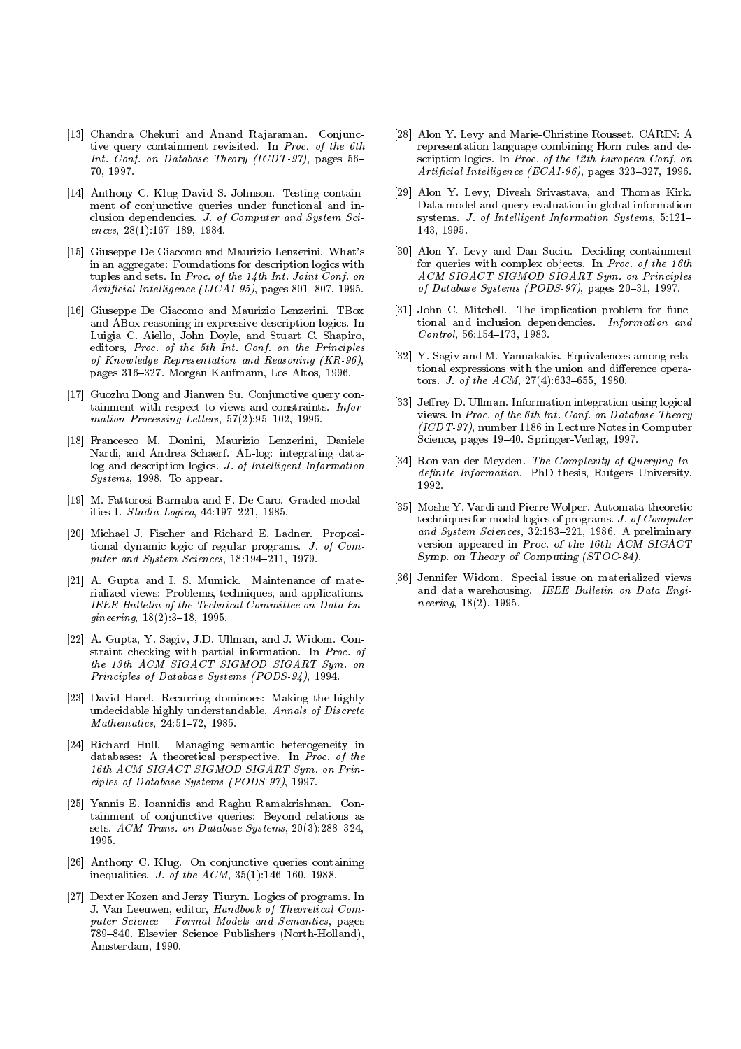[13] Chandra Chekuri and Anand Rajaraman. Conjunctive query containment revisited. In *Proc. of the 6th Int. Conf. on Database Theory (ICDT-97)*, pages 56–70, 1997.

[14] Anthony C. Klug David S. Johnson. Testing containment of conjunctive queries under functional and inclusion dependencies. *J. of Computer and System Sciences*, 28(1):167–189, 1984.

[15] Giuseppe De Giacomo and Maurizio Lenzerini. What's in an aggregate: Foundations for description logics with tuples and sets. In *Proc. of the 14th Int. Joint Conf. on Artificial Intelligence (IJCAI-95)*, pages 801–807, 1995.

[16] Giuseppe De Giacomo and Maurizio Lenzerini. TBox and ABox reasoning in expressive description logics. In Luigia C. Aiello, John Doyle, and Stuart C. Shapiro, editors, *Proc. of the 5th Int. Conf. on the Principles of Knowledge Representation and Reasoning (KR-96)*, pages 316–327. Morgan Kaufmann, Los Altos, 1996.

[17] Guozhu Dong and Jianwen Su. Conjunctive query containment with respect to views and constraints. *Information Processing Letters*, 57(2):95–102, 1996.

[18] Francesco M. Donini, Maurizio Lenzerini, Daniele Nardi, and Andrea Schaerf. AL-log: integrating datalog and description logics. *J. of Intelligent Information Systems*, 1998. To appear.

[19] M. Fattorosi-Barnaba and F. De Caro. Graded modalities I. *Studia Logica*, 44:197–221, 1985.

[20] Michael J. Fischer and Richard E. Ladner. Propositional dynamic logic of regular programs. *J. of Computer and System Sciences*, 18:194–211, 1979.

[21] A. Gupta and I. S. Mumick. Maintenance of materialized views: Problems, techniques, and applications. *IEEE Bulletin of the Technical Committee on Data Engineering*, 18(2):3–18, 1995.

[22] A. Gupta, Y. Sagiv, J.D. Ullman, and J. Widom. Constraint checking with partial information. In *Proc. of the 13th ACM SIGACT SIGMOD SIGART Sym. on Principles of Database Systems (PODS-94)*, 1994.

[23] David Harel. Recurring dominoes: Making the highly undecidable highly understandable. *Annals of Discrete Mathematics*, 24:51–72, 1985.

[24] Richard Hull. Managing semantic heterogeneity in databases: A theoretical perspective. In *Proc. of the 16th ACM SIGACT SIGMOD SIGART Sym. on Principles of Database Systems (PODS-97)*, 1997.

[25] Yannis E. Ioannidis and Raghu Ramakrishnan. Containment of conjunctive queries: Beyond relations as sets. *ACM Trans. on Database Systems*, 20(3):288–324, 1995.

[26] Anthony C. Klug. On conjunctive queries containing inequalities. *J. of the ACM*, 35(1):146–160, 1988.

[27] Dexter Kozen and Jerzy Tiuryn. Logics of programs. In J. Van Leeuwen, editor, *Handbook of Theoretical Computer Science – Formal Models and Semantics*, pages 789–840. Elsevier Science Publishers (North-Holland), Amsterdam, 1990.

[28] Alon Y. Levy and Marie-Christine Rousset. CARIN: A representation language combining Horn rules and description logics. In *Proc. of the 12th European Conf. on Artificial Intelligence (ECAI-96)*, pages 323–327, 1996.

[29] Alon Y. Levy, Divesh Srivastava, and Thomas Kirk. Data model and query evaluation in global information systems. *J. of Intelligent Information Systems*, 5:121–143, 1995.

[30] Alon Y. Levy and Dan Suciu. Deciding containment for queries with complex objects. In *Proc. of the 16th ACM SIGACT SIGMOD SIGART Sym. on Principles of Database Systems (PODS-97)*, pages 20–31, 1997.

[31] John C. Mitchell. The implication problem for functional and inclusion dependencies. *Information and Control*, 56:154–173, 1983.

[32] Y. Sagiv and M. Yannakakis. Equivalences among relational expressions with the union and difference operators. *J. of the ACM*, 27(4):633–655, 1980.

[33] Jeffrey D. Ullman. Information integration using logical views. In *Proc. of the 6th Int. Conf. on Database Theory (ICDT-97)*, number 1186 in Lecture Notes in Computer Science, pages 19–40. Springer-Verlag, 1997.

[34] Ron van der Meyden. *The Complexity of Querying Indefinite Information*. PhD thesis, Rutgers University, 1992.

[35] Moshe Y. Vardi and Pierre Wolper. Automata-theoretic techniques for modal logics of programs. *J. of Computer and System Sciences*, 32:183–221, 1986. A preliminary version appeared in *Proc. of the 16th ACM SIGACT Symp. on Theory of Computing (STOC-84)*.

[36] Jennifer Widom. Special issue on materialized views and data warehousing. *IEEE Bulletin on Data Engineering*, 18(2), 1995.